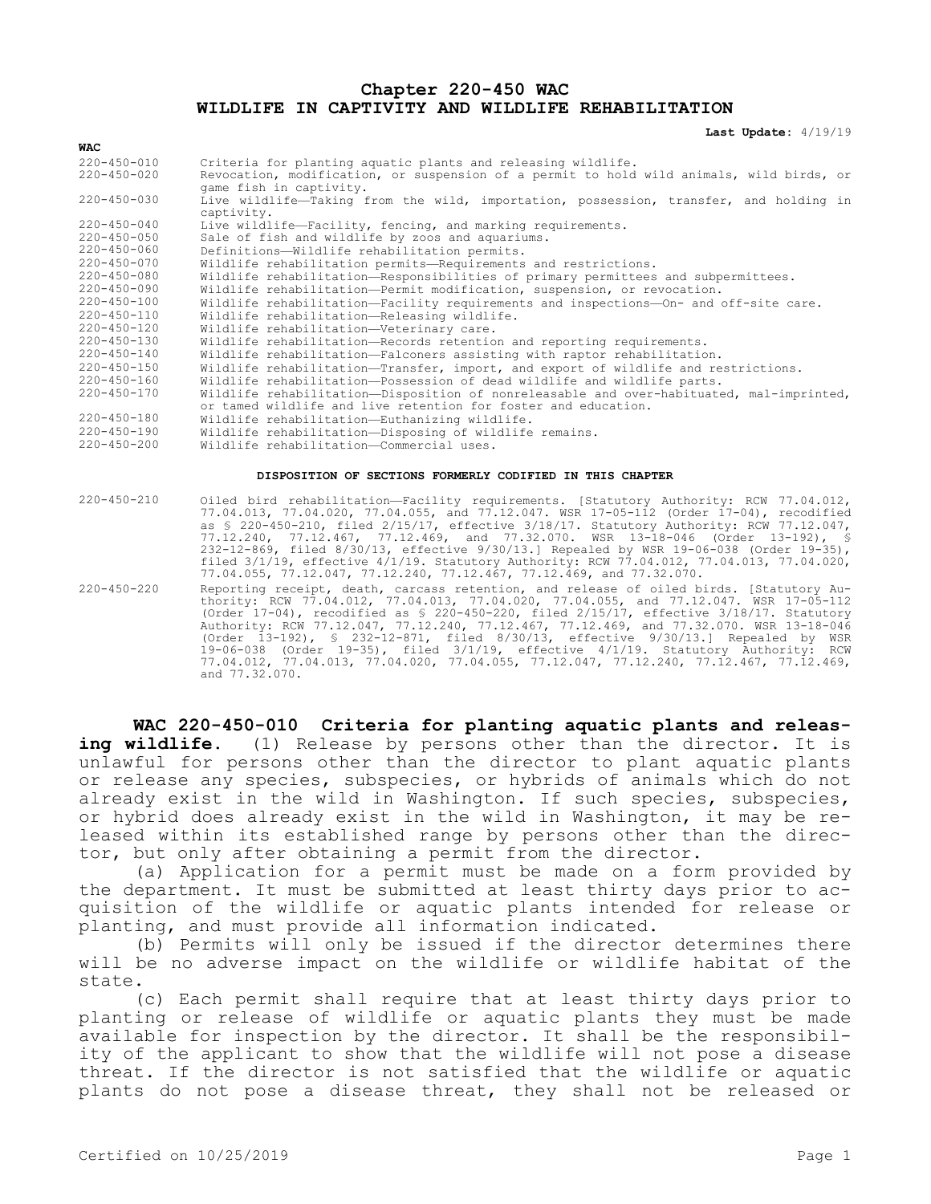# Chapter 220-450 WAC
# WILDLIFE IN CAPTIVITY AND WILDLIFE REHABILITATION

**Last Update:** 4/19/19

| WAC | |
|---|---|
| 220-450-010 | Criteria for planting aquatic plants and releasing wildlife. |
| 220-450-020 | Revocation, modification, or suspension of a permit to hold wild animals, wild birds, or game fish in captivity. |
| 220-450-030 | Live wildlife—Taking from the wild, importation, possession, transfer, and holding in captivity. |
| 220-450-040 | Live wildlife—Facility, fencing, and marking requirements. |
| 220-450-050 | Sale of fish and wildlife by zoos and aquariums. |
| 220-450-060 | Definitions—Wildlife rehabilitation permits. |
| 220-450-070 | Wildlife rehabilitation permits—Requirements and restrictions. |
| 220-450-080 | Wildlife rehabilitation—Responsibilities of primary permittees and subpermittees. |
| 220-450-090 | Wildlife rehabilitation—Permit modification, suspension, or revocation. |
| 220-450-100 | Wildlife rehabilitation—Facility requirements and inspections—On- and off-site care. |
| 220-450-110 | Wildlife rehabilitation—Releasing wildlife. |
| 220-450-120 | Wildlife rehabilitation—Veterinary care. |
| 220-450-130 | Wildlife rehabilitation—Records retention and reporting requirements. |
| 220-450-140 | Wildlife rehabilitation—Falconers assisting with raptor rehabilitation. |
| 220-450-150 | Wildlife rehabilitation—Transfer, import, and export of wildlife and restrictions. |
| 220-450-160 | Wildlife rehabilitation—Possession of dead wildlife and wildlife parts. |
| 220-450-170 | Wildlife rehabilitation—Disposition of nonreleasable and over-habituated, mal-imprinted, or tamed wildlife and live retention for foster and education. |
| 220-450-180 | Wildlife rehabilitation—Euthanizing wildlife. |
| 220-450-190 | Wildlife rehabilitation—Disposing of wildlife remains. |
| 220-450-200 | Wildlife rehabilitation—Commercial uses. |

**DISPOSITION OF SECTIONS FORMERLY CODIFIED IN THIS CHAPTER**

| | |
|---|---|
| 220-450-210 | Oiled bird rehabilitation—Facility requirements. [Statutory Authority: RCW 77.04.012, 77.04.013, 77.04.020, 77.04.055, and 77.12.047. WSR 17-05-112 (Order 17-04), recodified as § 220-450-210, filed 2/15/17, effective 3/18/17. Statutory Authority: RCW 77.12.047, 77.12.240, 77.12.467, 77.12.469, and 77.32.070. WSR 13-18-046 (Order 13-192), § 232-12-869, filed 8/30/13, effective 9/30/13.] Repealed by WSR 19-06-038 (Order 19-35), filed 3/1/19, effective 4/1/19. Statutory Authority: RCW 77.04.012, 77.04.013, 77.04.020, 77.04.055, 77.12.047, 77.12.240, 77.12.467, 77.12.469, and 77.32.070. |
| 220-450-220 | Reporting receipt, death, carcass retention, and release of oiled birds. [Statutory Authority: RCW 77.04.012, 77.04.013, 77.04.020, 77.04.055, and 77.12.047. WSR 17-05-112 (Order 17-04), recodified as § 220-450-220, filed 2/15/17, effective 3/18/17. Statutory Authority: RCW 77.12.047, 77.12.240, 77.12.467, 77.12.469, and 77.32.070. WSR 13-18-046 (Order 13-192), § 232-12-871, filed 8/30/13, effective 9/30/13.] Repealed by WSR 19-06-038 (Order 19-35), filed 3/1/19, effective 4/1/19. Statutory Authority: RCW 77.04.012, 77.04.013, 77.04.020, 77.04.055, 77.12.047, 77.12.240, 77.12.467, 77.12.469, and 77.32.070. |

**WAC 220-450-010 Criteria for planting aquatic plants and releasing wildlife.** (1) Release by persons other than the director. It is unlawful for persons other than the director to plant aquatic plants or release any species, subspecies, or hybrids of animals which do not already exist in the wild in Washington. If such species, subspecies, or hybrid does already exist in the wild in Washington, it may be released within its established range by persons other than the director, but only after obtaining a permit from the director.

(a) Application for a permit must be made on a form provided by the department. It must be submitted at least thirty days prior to acquisition of the wildlife or aquatic plants intended for release or planting, and must provide all information indicated.

(b) Permits will only be issued if the director determines there will be no adverse impact on the wildlife or wildlife habitat of the state.

(c) Each permit shall require that at least thirty days prior to planting or release of wildlife or aquatic plants they must be made available for inspection by the director. It shall be the responsibility of the applicant to show that the wildlife will not pose a disease threat. If the director is not satisfied that the wildlife or aquatic plants do not pose a disease threat, they shall not be released or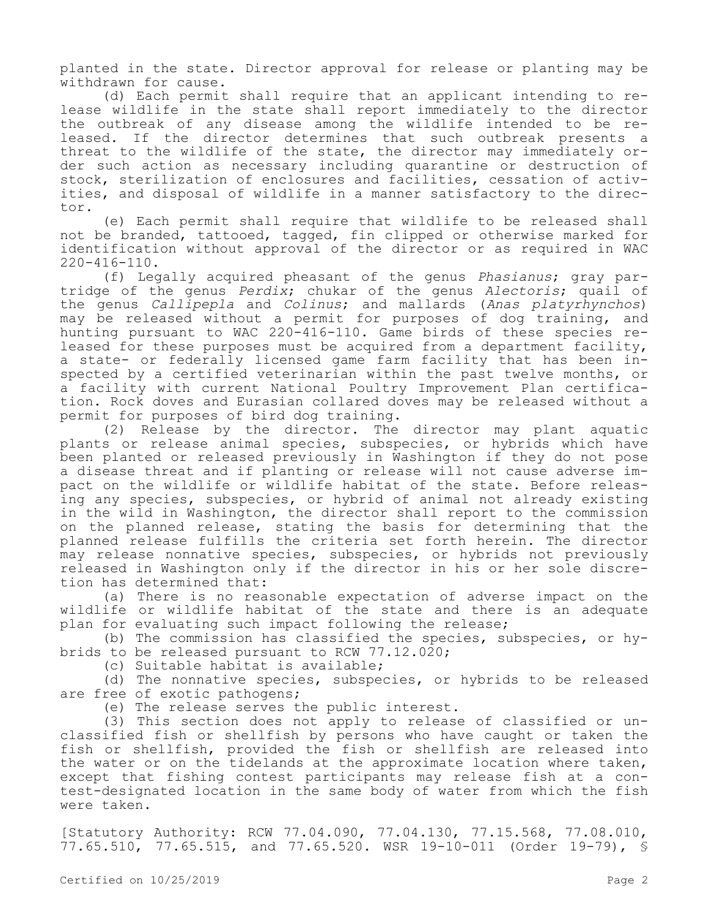planted in the state. Director approval for release or planting may be withdrawn for cause.

(d) Each permit shall require that an applicant intending to release wildlife in the state shall report immediately to the director the outbreak of any disease among the wildlife intended to be released. If the director determines that such outbreak presents a threat to the wildlife of the state, the director may immediately order such action as necessary including quarantine or destruction of stock, sterilization of enclosures and facilities, cessation of activities, and disposal of wildlife in a manner satisfactory to the director.

(e) Each permit shall require that wildlife to be released shall not be branded, tattooed, tagged, fin clipped or otherwise marked for identification without approval of the director or as required in WAC 220-416-110.

(f) Legally acquired pheasant of the genus *Phasianus*; gray partridge of the genus *Perdix*; chukar of the genus *Alectoris*; quail of the genus *Callipepla* and *Colinus*; and mallards (*Anas platyrhynchos*) may be released without a permit for purposes of dog training, and hunting pursuant to WAC 220-416-110. Game birds of these species released for these purposes must be acquired from a department facility, a state- or federally licensed game farm facility that has been inspected by a certified veterinarian within the past twelve months, or a facility with current National Poultry Improvement Plan certification. Rock doves and Eurasian collared doves may be released without a permit for purposes of bird dog training.

(2) Release by the director. The director may plant aquatic plants or release animal species, subspecies, or hybrids which have been planted or released previously in Washington if they do not pose a disease threat and if planting or release will not cause adverse impact on the wildlife or wildlife habitat of the state. Before releasing any species, subspecies, or hybrid of animal not already existing in the wild in Washington, the director shall report to the commission on the planned release, stating the basis for determining that the planned release fulfills the criteria set forth herein. The director may release nonnative species, subspecies, or hybrids not previously released in Washington only if the director in his or her sole discretion has determined that:

(a) There is no reasonable expectation of adverse impact on the wildlife or wildlife habitat of the state and there is an adequate plan for evaluating such impact following the release;

(b) The commission has classified the species, subspecies, or hybrids to be released pursuant to RCW 77.12.020;

(c) Suitable habitat is available;

(d) The nonnative species, subspecies, or hybrids to be released are free of exotic pathogens;

(e) The release serves the public interest.

(3) This section does not apply to release of classified or unclassified fish or shellfish by persons who have caught or taken the fish or shellfish, provided the fish or shellfish are released into the water or on the tidelands at the approximate location where taken, except that fishing contest participants may release fish at a contest-designated location in the same body of water from which the fish were taken.

[Statutory Authority: RCW 77.04.090, 77.04.130, 77.15.568, 77.08.010, 77.65.510, 77.65.515, and 77.65.520. WSR 19-10-011 (Order 19-79), §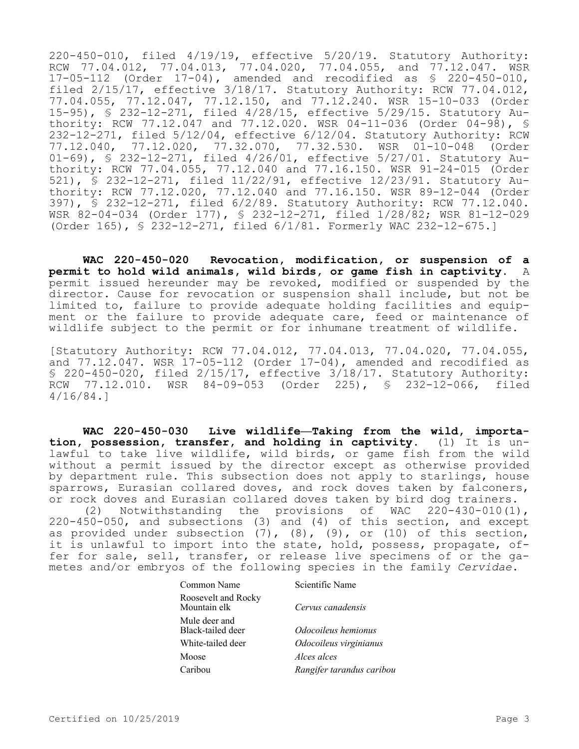220-450-010, filed 4/19/19, effective 5/20/19. Statutory Authority: RCW 77.04.012, 77.04.013, 77.04.020, 77.04.055, and 77.12.047. WSR 17-05-112 (Order 17-04), amended and recodified as § 220-450-010, filed 2/15/17, effective 3/18/17. Statutory Authority: RCW 77.04.012, 77.04.055, 77.12.047, 77.12.150, and 77.12.240. WSR 15-10-033 (Order 15-95), § 232-12-271, filed 4/28/15, effective 5/29/15. Statutory Authority: RCW 77.12.047 and 77.12.020. WSR 04-11-036 (Order 04-98), § 232-12-271, filed 5/12/04, effective 6/12/04. Statutory Authority: RCW 77.12.040, 77.12.020, 77.32.070, 77.32.530. WSR 01-10-048 (Order 01-69), § 232-12-271, filed 4/26/01, effective 5/27/01. Statutory Authority: RCW 77.04.055, 77.12.040 and 77.16.150. WSR 91-24-015 (Order 521), § 232-12-271, filed 11/22/91, effective 12/23/91. Statutory Authority: RCW 77.12.020, 77.12.040 and 77.16.150. WSR 89-12-044 (Order 397), § 232-12-271, filed 6/2/89. Statutory Authority: RCW 77.12.040. WSR 82-04-034 (Order 177), § 232-12-271, filed 1/28/82; WSR 81-12-029 (Order 165), § 232-12-271, filed 6/1/81. Formerly WAC 232-12-675.]

**WAC 220-450-020 Revocation, modification, or suspension of a permit to hold wild animals, wild birds, or game fish in captivity.** A permit issued hereunder may be revoked, modified or suspended by the director. Cause for revocation or suspension shall include, but not be limited to, failure to provide adequate holding facilities and equipment or the failure to provide adequate care, feed or maintenance of wildlife subject to the permit or for inhumane treatment of wildlife.

[Statutory Authority: RCW 77.04.012, 77.04.013, 77.04.020, 77.04.055, and 77.12.047. WSR 17-05-112 (Order 17-04), amended and recodified as § 220-450-020, filed 2/15/17, effective 3/18/17. Statutory Authority: RCW 77.12.010. WSR 84-09-053 (Order 225), § 232-12-066, filed 4/16/84.]

**WAC 220-450-030 Live wildlife—Taking from the wild, importation, possession, transfer, and holding in captivity.** (1) It is unlawful to take live wildlife, wild birds, or game fish from the wild without a permit issued by the director except as otherwise provided by department rule. This subsection does not apply to starlings, house sparrows, Eurasian collared doves, and rock doves taken by falconers, or rock doves and Eurasian collared doves taken by bird dog trainers.

(2) Notwithstanding the provisions of WAC 220-430-010(1), 220-450-050, and subsections (3) and (4) of this section, and except as provided under subsection (7), (8), (9), or (10) of this section, it is unlawful to import into the state, hold, possess, propagate, offer for sale, sell, transfer, or release live specimens of or the gametes and/or embryos of the following species in the family *Cervidae*.

| Common Name | Scientific Name |
|---|---|
| Roosevelt and Rocky Mountain elk | *Cervus canadensis* |
| Mule deer and Black-tailed deer | *Odocoileus hemionus* |
| White-tailed deer | *Odocoileus virginianus* |
| Moose | *Alces alces* |
| Caribou | *Rangifer tarandus caribou* |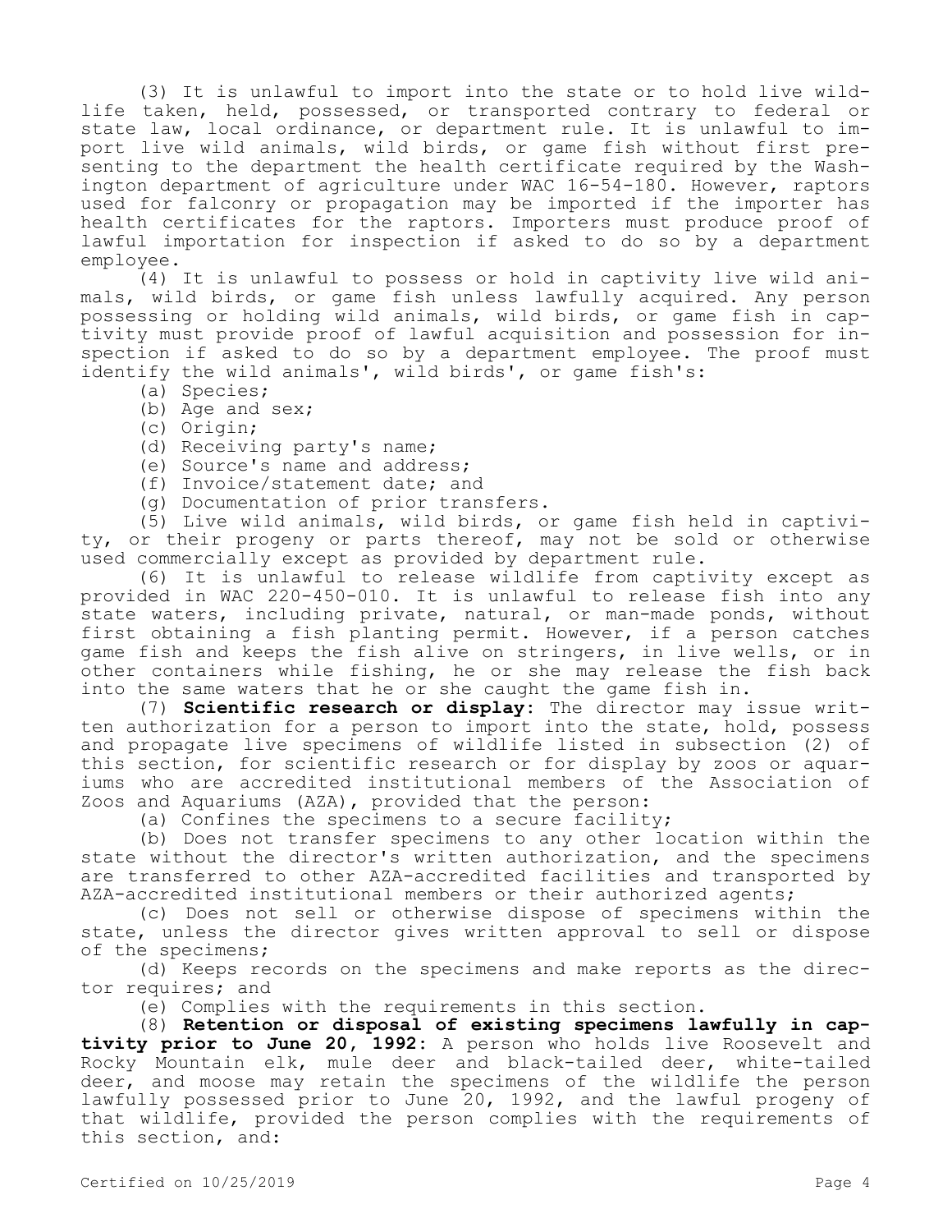(3) It is unlawful to import into the state or to hold live wildlife taken, held, possessed, or transported contrary to federal or state law, local ordinance, or department rule. It is unlawful to import live wild animals, wild birds, or game fish without first presenting to the department the health certificate required by the Washington department of agriculture under WAC 16-54-180. However, raptors used for falconry or propagation may be imported if the importer has health certificates for the raptors. Importers must produce proof of lawful importation for inspection if asked to do so by a department employee.

(4) It is unlawful to possess or hold in captivity live wild animals, wild birds, or game fish unless lawfully acquired. Any person possessing or holding wild animals, wild birds, or game fish in captivity must provide proof of lawful acquisition and possession for inspection if asked to do so by a department employee. The proof must identify the wild animals', wild birds', or game fish's:

(a) Species;

(b) Age and sex;

(c) Origin;

(d) Receiving party's name;

(e) Source's name and address;

(f) Invoice/statement date; and

(g) Documentation of prior transfers.

(5) Live wild animals, wild birds, or game fish held in captivity, or their progeny or parts thereof, may not be sold or otherwise used commercially except as provided by department rule.

(6) It is unlawful to release wildlife from captivity except as provided in WAC 220-450-010. It is unlawful to release fish into any state waters, including private, natural, or man-made ponds, without first obtaining a fish planting permit. However, if a person catches game fish and keeps the fish alive on stringers, in live wells, or in other containers while fishing, he or she may release the fish back into the same waters that he or she caught the game fish in.

(7) **Scientific research or display:** The director may issue written authorization for a person to import into the state, hold, possess and propagate live specimens of wildlife listed in subsection (2) of this section, for scientific research or for display by zoos or aquariums who are accredited institutional members of the Association of Zoos and Aquariums (AZA), provided that the person:

(a) Confines the specimens to a secure facility;

(b) Does not transfer specimens to any other location within the state without the director's written authorization, and the specimens are transferred to other AZA-accredited facilities and transported by AZA-accredited institutional members or their authorized agents;

(c) Does not sell or otherwise dispose of specimens within the state, unless the director gives written approval to sell or dispose of the specimens;

(d) Keeps records on the specimens and make reports as the director requires; and

(e) Complies with the requirements in this section.

(8) **Retention or disposal of existing specimens lawfully in captivity prior to June 20, 1992:** A person who holds live Roosevelt and Rocky Mountain elk, mule deer and black-tailed deer, white-tailed deer, and moose may retain the specimens of the wildlife the person lawfully possessed prior to June 20, 1992, and the lawful progeny of that wildlife, provided the person complies with the requirements of this section, and: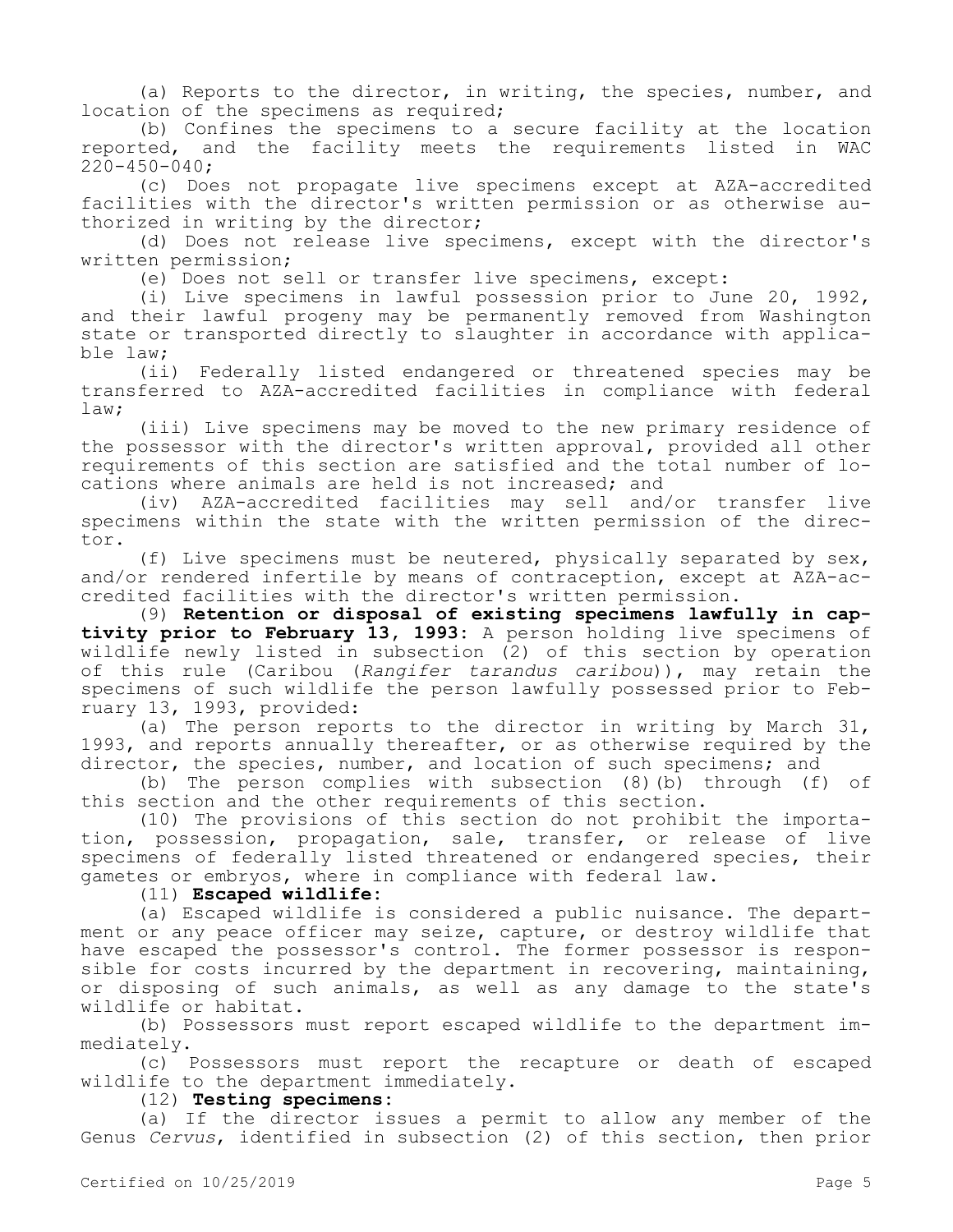(a) Reports to the director, in writing, the species, number, and location of the specimens as required;

(b) Confines the specimens to a secure facility at the location reported, and the facility meets the requirements listed in WAC 220-450-040;

(c) Does not propagate live specimens except at AZA-accredited facilities with the director's written permission or as otherwise authorized in writing by the director;

(d) Does not release live specimens, except with the director's written permission;

(e) Does not sell or transfer live specimens, except:

(i) Live specimens in lawful possession prior to June 20, 1992, and their lawful progeny may be permanently removed from Washington state or transported directly to slaughter in accordance with applicable law;

(ii) Federally listed endangered or threatened species may be transferred to AZA-accredited facilities in compliance with federal law;

(iii) Live specimens may be moved to the new primary residence of the possessor with the director's written approval, provided all other requirements of this section are satisfied and the total number of locations where animals are held is not increased; and

(iv) AZA-accredited facilities may sell and/or transfer live specimens within the state with the written permission of the director.

(f) Live specimens must be neutered, physically separated by sex, and/or rendered infertile by means of contraception, except at AZA-accredited facilities with the director's written permission.

(9) **Retention or disposal of existing specimens lawfully in captivity prior to February 13, 1993:** A person holding live specimens of wildlife newly listed in subsection (2) of this section by operation of this rule (Caribou (*Rangifer tarandus caribou*)), may retain the specimens of such wildlife the person lawfully possessed prior to February 13, 1993, provided:

(a) The person reports to the director in writing by March 31, 1993, and reports annually thereafter, or as otherwise required by the director, the species, number, and location of such specimens; and

(b) The person complies with subsection (8)(b) through (f) of this section and the other requirements of this section.

(10) The provisions of this section do not prohibit the importation, possession, propagation, sale, transfer, or release of live specimens of federally listed threatened or endangered species, their gametes or embryos, where in compliance with federal law.

(11) **Escaped wildlife:**

(a) Escaped wildlife is considered a public nuisance. The department or any peace officer may seize, capture, or destroy wildlife that have escaped the possessor's control. The former possessor is responsible for costs incurred by the department in recovering, maintaining, or disposing of such animals, as well as any damage to the state's wildlife or habitat.

(b) Possessors must report escaped wildlife to the department immediately.

(c) Possessors must report the recapture or death of escaped wildlife to the department immediately.

(12) **Testing specimens:**

(a) If the director issues a permit to allow any member of the Genus *Cervus*, identified in subsection (2) of this section, then prior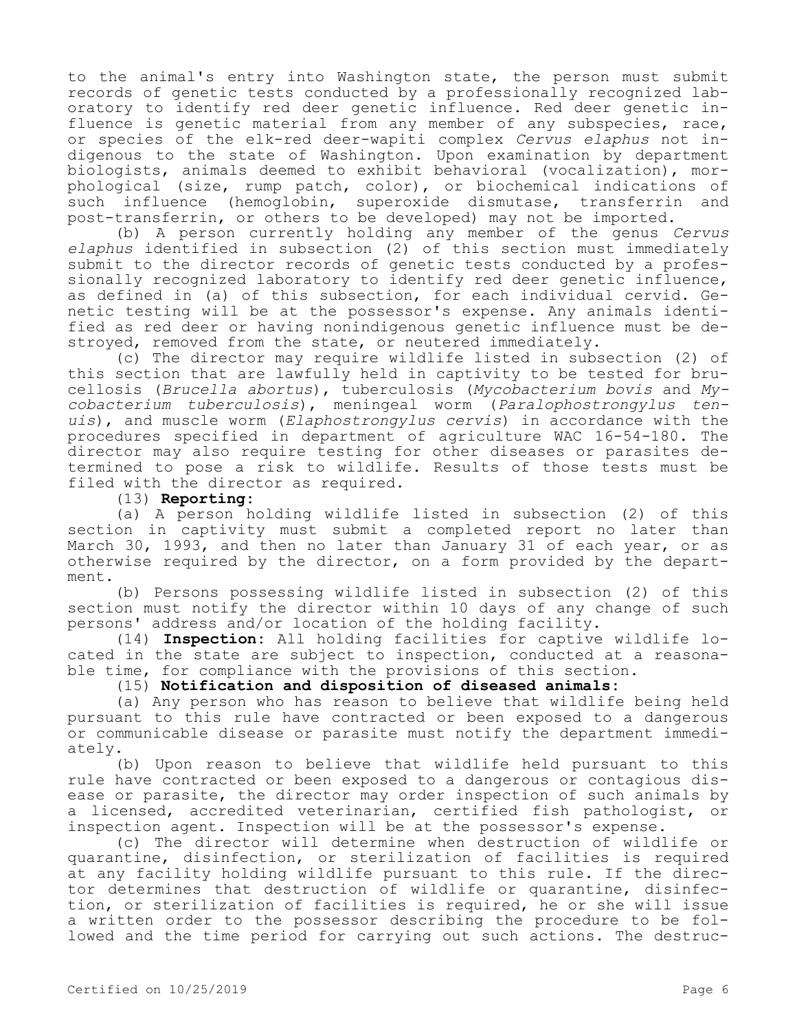to the animal's entry into Washington state, the person must submit records of genetic tests conducted by a professionally recognized laboratory to identify red deer genetic influence. Red deer genetic influence is genetic material from any member of any subspecies, race, or species of the elk-red deer-wapiti complex *Cervus elaphus* not indigenous to the state of Washington. Upon examination by department biologists, animals deemed to exhibit behavioral (vocalization), morphological (size, rump patch, color), or biochemical indications of such influence (hemoglobin, superoxide dismutase, transferrin and post-transferrin, or others to be developed) may not be imported.

(b) A person currently holding any member of the genus *Cervus elaphus* identified in subsection (2) of this section must immediately submit to the director records of genetic tests conducted by a professionally recognized laboratory to identify red deer genetic influence, as defined in (a) of this subsection, for each individual cervid. Genetic testing will be at the possessor's expense. Any animals identified as red deer or having nonindigenous genetic influence must be destroyed, removed from the state, or neutered immediately.

(c) The director may require wildlife listed in subsection (2) of this section that are lawfully held in captivity to be tested for brucellosis (*Brucella abortus*), tuberculosis (*Mycobacterium bovis* and *Mycobacterium tuberculosis*), meningeal worm (*Paralophostrongylus tenuis*), and muscle worm (*Elaphostrongylus cervis*) in accordance with the procedures specified in department of agriculture WAC 16-54-180. The director may also require testing for other diseases or parasites determined to pose a risk to wildlife. Results of those tests must be filed with the director as required.

(13) **Reporting:**

(a) A person holding wildlife listed in subsection (2) of this section in captivity must submit a completed report no later than March 30, 1993, and then no later than January 31 of each year, or as otherwise required by the director, on a form provided by the department.

(b) Persons possessing wildlife listed in subsection (2) of this section must notify the director within 10 days of any change of such persons' address and/or location of the holding facility.

(14) **Inspection:** All holding facilities for captive wildlife located in the state are subject to inspection, conducted at a reasonable time, for compliance with the provisions of this section.

(15) **Notification and disposition of diseased animals:**

(a) Any person who has reason to believe that wildlife being held pursuant to this rule have contracted or been exposed to a dangerous or communicable disease or parasite must notify the department immediately.

(b) Upon reason to believe that wildlife held pursuant to this rule have contracted or been exposed to a dangerous or contagious disease or parasite, the director may order inspection of such animals by a licensed, accredited veterinarian, certified fish pathologist, or inspection agent. Inspection will be at the possessor's expense.

(c) The director will determine when destruction of wildlife or quarantine, disinfection, or sterilization of facilities is required at any facility holding wildlife pursuant to this rule. If the director determines that destruction of wildlife or quarantine, disinfection, or sterilization of facilities is required, he or she will issue a written order to the possessor describing the procedure to be followed and the time period for carrying out such actions. The destruc-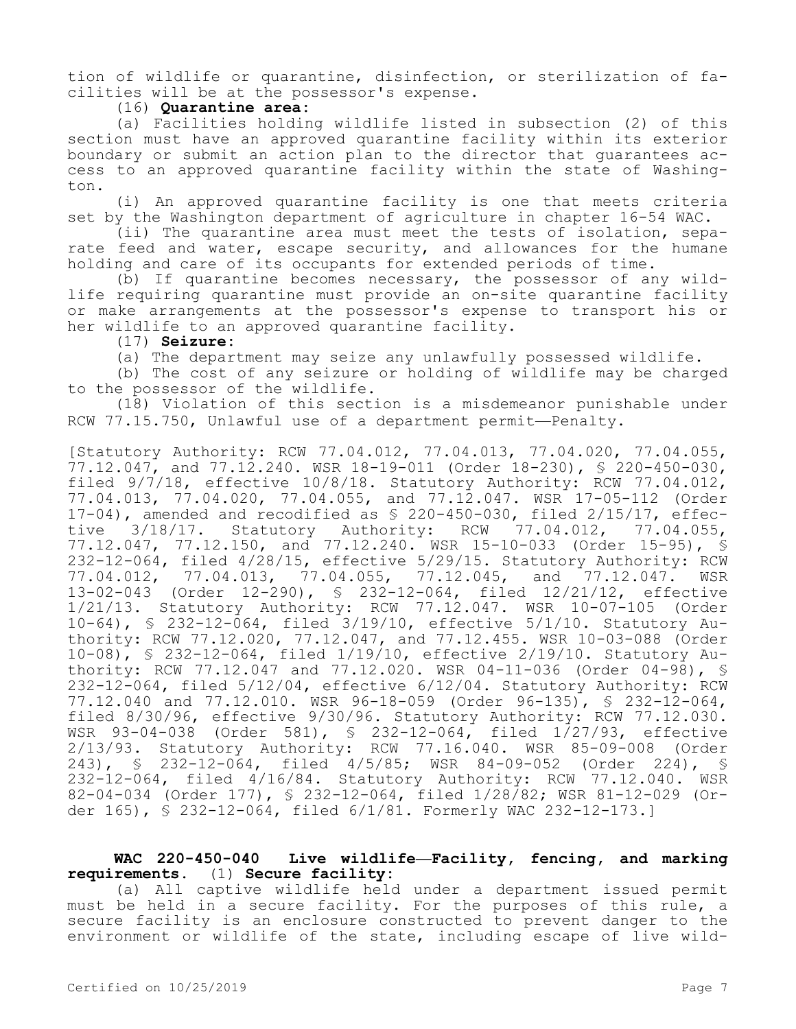tion of wildlife or quarantine, disinfection, or sterilization of facilities will be at the possessor's expense.

(16) **Quarantine area:**

(a) Facilities holding wildlife listed in subsection (2) of this section must have an approved quarantine facility within its exterior boundary or submit an action plan to the director that guarantees access to an approved quarantine facility within the state of Washington.

(i) An approved quarantine facility is one that meets criteria set by the Washington department of agriculture in chapter 16-54 WAC.

(ii) The quarantine area must meet the tests of isolation, separate feed and water, escape security, and allowances for the humane holding and care of its occupants for extended periods of time.

(b) If quarantine becomes necessary, the possessor of any wildlife requiring quarantine must provide an on-site quarantine facility or make arrangements at the possessor's expense to transport his or her wildlife to an approved quarantine facility.

(17) **Seizure:**

(a) The department may seize any unlawfully possessed wildlife.

(b) The cost of any seizure or holding of wildlife may be charged to the possessor of the wildlife.

(18) Violation of this section is a misdemeanor punishable under RCW 77.15.750, Unlawful use of a department permit—Penalty.

[Statutory Authority: RCW 77.04.012, 77.04.013, 77.04.020, 77.04.055, 77.12.047, and 77.12.240. WSR 18-19-011 (Order 18-230), § 220-450-030, filed 9/7/18, effective 10/8/18. Statutory Authority: RCW 77.04.012, 77.04.013, 77.04.020, 77.04.055, and 77.12.047. WSR 17-05-112 (Order 17-04), amended and recodified as § 220-450-030, filed 2/15/17, effective 3/18/17. Statutory Authority: RCW 77.04.012, 77.04.055, 77.12.047, 77.12.150, and 77.12.240. WSR 15-10-033 (Order 15-95), § 232-12-064, filed 4/28/15, effective 5/29/15. Statutory Authority: RCW 77.04.012, 77.04.013, 77.04.055, 77.12.045, and 77.12.047. WSR 13-02-043 (Order 12-290), § 232-12-064, filed 12/21/12, effective 1/21/13. Statutory Authority: RCW 77.12.047. WSR 10-07-105 (Order 10-64), § 232-12-064, filed 3/19/10, effective 5/1/10. Statutory Authority: RCW 77.12.020, 77.12.047, and 77.12.455. WSR 10-03-088 (Order 10-08), § 232-12-064, filed 1/19/10, effective 2/19/10. Statutory Authority: RCW 77.12.047 and 77.12.020. WSR 04-11-036 (Order 04-98), § 232-12-064, filed 5/12/04, effective 6/12/04. Statutory Authority: RCW 77.12.040 and 77.12.010. WSR 96-18-059 (Order 96-135), § 232-12-064, filed 8/30/96, effective 9/30/96. Statutory Authority: RCW 77.12.030. WSR 93-04-038 (Order 581), § 232-12-064, filed 1/27/93, effective 2/13/93. Statutory Authority: RCW 77.16.040. WSR 85-09-008 (Order 243), § 232-12-064, filed 4/5/85; WSR 84-09-052 (Order 224), § 232-12-064, filed 4/16/84. Statutory Authority: RCW 77.12.040. WSR 82-04-034 (Order 177), § 232-12-064, filed 1/28/82; WSR 81-12-029 (Order 165), § 232-12-064, filed 6/1/81. Formerly WAC 232-12-173.]

**WAC 220-450-040 Live wildlife—Facility, fencing, and marking requirements.** (1) **Secure facility:**

(a) All captive wildlife held under a department issued permit must be held in a secure facility. For the purposes of this rule, a secure facility is an enclosure constructed to prevent danger to the environment or wildlife of the state, including escape of live wild-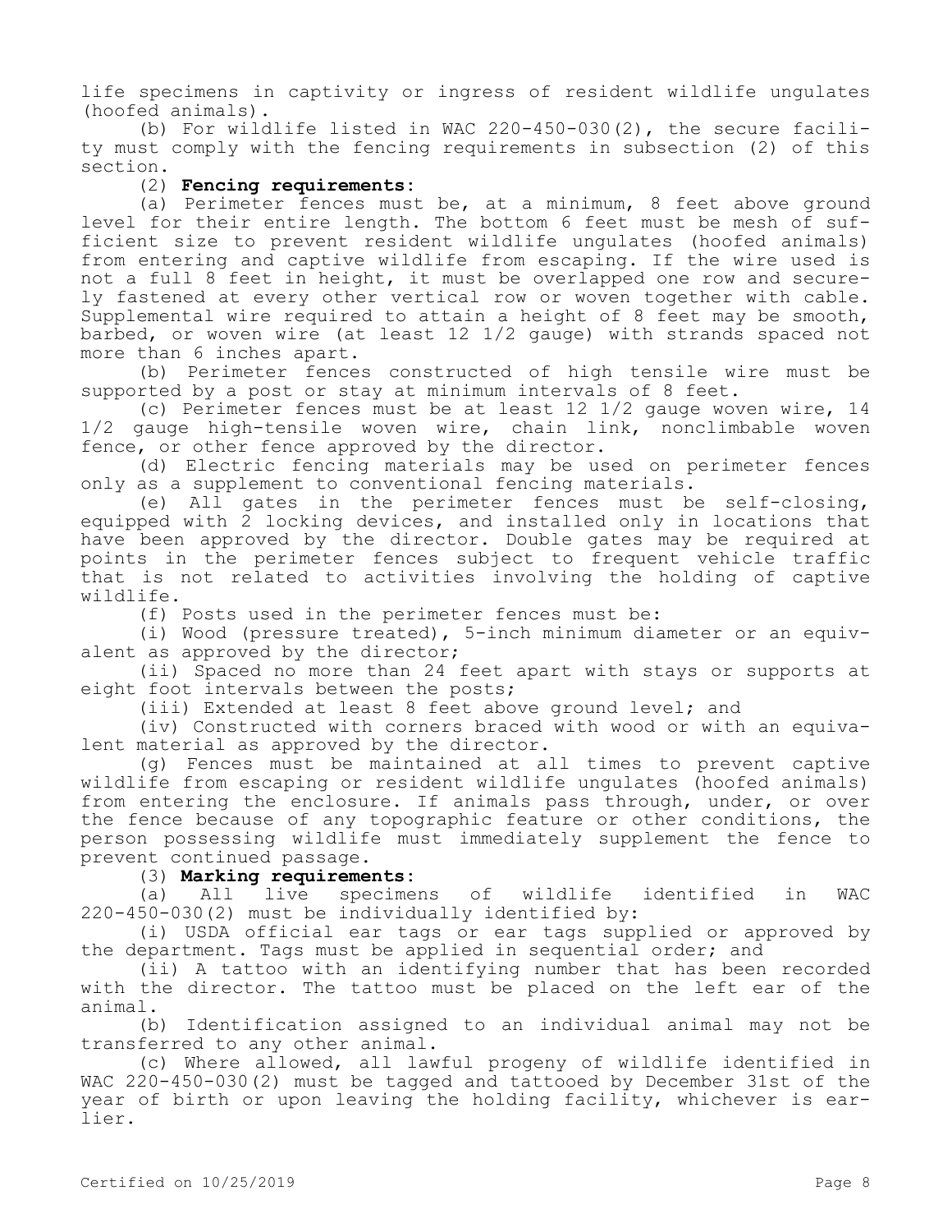life specimens in captivity or ingress of resident wildlife ungulates (hoofed animals).

(b) For wildlife listed in WAC 220-450-030(2), the secure facility must comply with the fencing requirements in subsection (2) of this section.

(2) **Fencing requirements:**

(a) Perimeter fences must be, at a minimum, 8 feet above ground level for their entire length. The bottom 6 feet must be mesh of sufficient size to prevent resident wildlife ungulates (hoofed animals) from entering and captive wildlife from escaping. If the wire used is not a full 8 feet in height, it must be overlapped one row and securely fastened at every other vertical row or woven together with cable. Supplemental wire required to attain a height of 8 feet may be smooth, barbed, or woven wire (at least 12 1/2 gauge) with strands spaced not more than 6 inches apart.

(b) Perimeter fences constructed of high tensile wire must be supported by a post or stay at minimum intervals of 8 feet.

(c) Perimeter fences must be at least 12 1/2 gauge woven wire, 14 1/2 gauge high-tensile woven wire, chain link, nonclimbable woven fence, or other fence approved by the director.

(d) Electric fencing materials may be used on perimeter fences only as a supplement to conventional fencing materials.

(e) All gates in the perimeter fences must be self-closing, equipped with 2 locking devices, and installed only in locations that have been approved by the director. Double gates may be required at points in the perimeter fences subject to frequent vehicle traffic that is not related to activities involving the holding of captive wildlife.

(f) Posts used in the perimeter fences must be:

(i) Wood (pressure treated), 5-inch minimum diameter or an equivalent as approved by the director;

(ii) Spaced no more than 24 feet apart with stays or supports at eight foot intervals between the posts;

(iii) Extended at least 8 feet above ground level; and

(iv) Constructed with corners braced with wood or with an equivalent material as approved by the director.

(g) Fences must be maintained at all times to prevent captive wildlife from escaping or resident wildlife ungulates (hoofed animals) from entering the enclosure. If animals pass through, under, or over the fence because of any topographic feature or other conditions, the person possessing wildlife must immediately supplement the fence to prevent continued passage.

(3) **Marking requirements:**

(a) All live specimens of wildlife identified in WAC 220-450-030(2) must be individually identified by:

(i) USDA official ear tags or ear tags supplied or approved by the department. Tags must be applied in sequential order; and

(ii) A tattoo with an identifying number that has been recorded with the director. The tattoo must be placed on the left ear of the animal.

(b) Identification assigned to an individual animal may not be transferred to any other animal.

(c) Where allowed, all lawful progeny of wildlife identified in WAC 220-450-030(2) must be tagged and tattooed by December 31st of the year of birth or upon leaving the holding facility, whichever is earlier.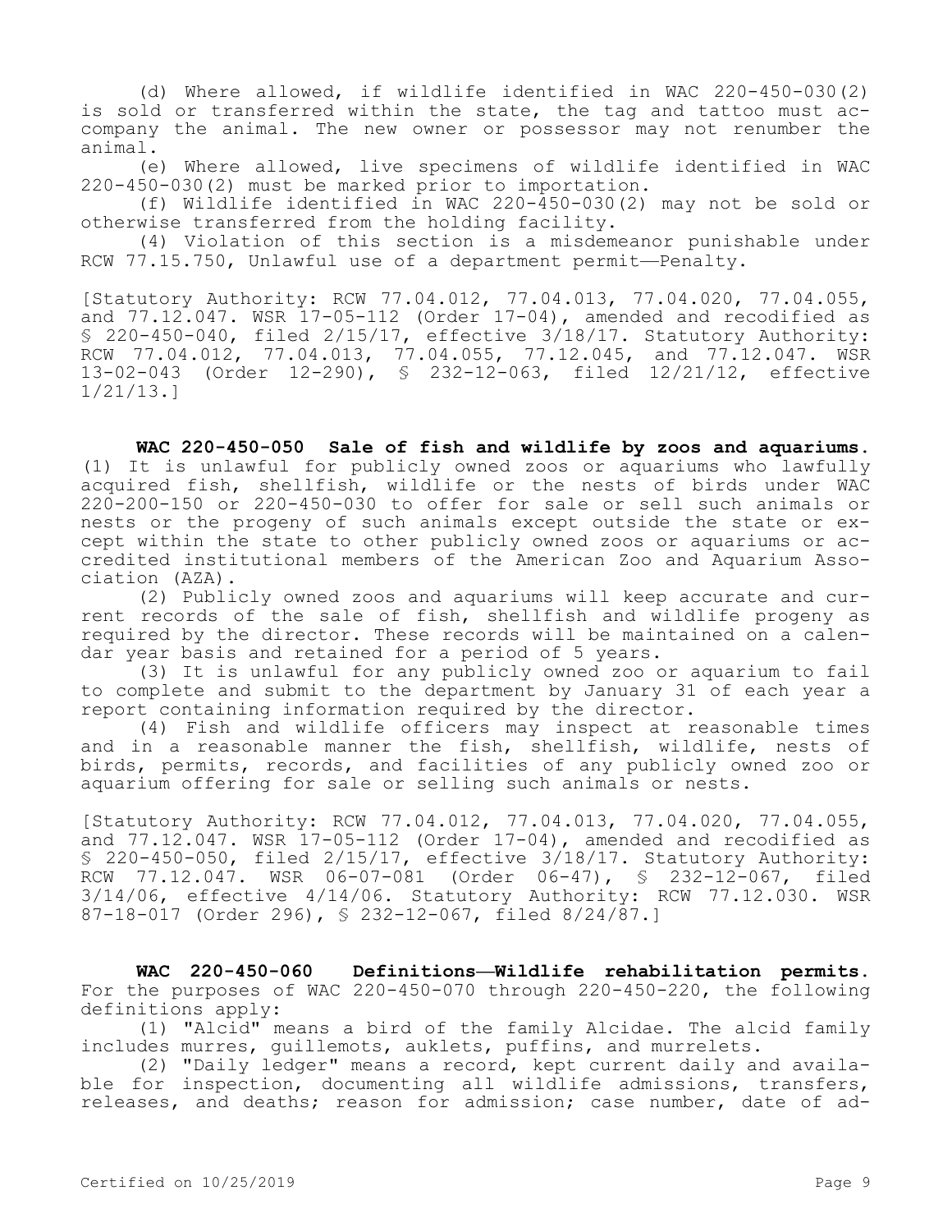(d) Where allowed, if wildlife identified in WAC 220-450-030(2) is sold or transferred within the state, the tag and tattoo must accompany the animal. The new owner or possessor may not renumber the animal.

(e) Where allowed, live specimens of wildlife identified in WAC 220-450-030(2) must be marked prior to importation.

(f) Wildlife identified in WAC 220-450-030(2) may not be sold or otherwise transferred from the holding facility.

(4) Violation of this section is a misdemeanor punishable under RCW 77.15.750, Unlawful use of a department permit—Penalty.

[Statutory Authority: RCW 77.04.012, 77.04.013, 77.04.020, 77.04.055, and 77.12.047. WSR 17-05-112 (Order 17-04), amended and recodified as § 220-450-040, filed 2/15/17, effective 3/18/17. Statutory Authority: RCW 77.04.012, 77.04.013, 77.04.055, 77.12.045, and 77.12.047. WSR 13-02-043 (Order 12-290), § 232-12-063, filed 12/21/12, effective 1/21/13.]

**WAC 220-450-050 Sale of fish and wildlife by zoos and aquariums.** (1) It is unlawful for publicly owned zoos or aquariums who lawfully acquired fish, shellfish, wildlife or the nests of birds under WAC 220-200-150 or 220-450-030 to offer for sale or sell such animals or nests or the progeny of such animals except outside the state or except within the state to other publicly owned zoos or aquariums or accredited institutional members of the American Zoo and Aquarium Association (AZA).

(2) Publicly owned zoos and aquariums will keep accurate and current records of the sale of fish, shellfish and wildlife progeny as required by the director. These records will be maintained on a calendar year basis and retained for a period of 5 years.

(3) It is unlawful for any publicly owned zoo or aquarium to fail to complete and submit to the department by January 31 of each year a report containing information required by the director.

(4) Fish and wildlife officers may inspect at reasonable times and in a reasonable manner the fish, shellfish, wildlife, nests of birds, permits, records, and facilities of any publicly owned zoo or aquarium offering for sale or selling such animals or nests.

[Statutory Authority: RCW 77.04.012, 77.04.013, 77.04.020, 77.04.055, and 77.12.047. WSR 17-05-112 (Order 17-04), amended and recodified as § 220-450-050, filed 2/15/17, effective 3/18/17. Statutory Authority: RCW 77.12.047. WSR 06-07-081 (Order 06-47), § 232-12-067, filed 3/14/06, effective 4/14/06. Statutory Authority: RCW 77.12.030. WSR 87-18-017 (Order 296), § 232-12-067, filed 8/24/87.]

**WAC 220-450-060 Definitions—Wildlife rehabilitation permits.** For the purposes of WAC 220-450-070 through 220-450-220, the following definitions apply:

(1) "Alcid" means a bird of the family Alcidae. The alcid family includes murres, guillemots, auklets, puffins, and murrelets.

(2) "Daily ledger" means a record, kept current daily and available for inspection, documenting all wildlife admissions, transfers, releases, and deaths; reason for admission; case number, date of ad-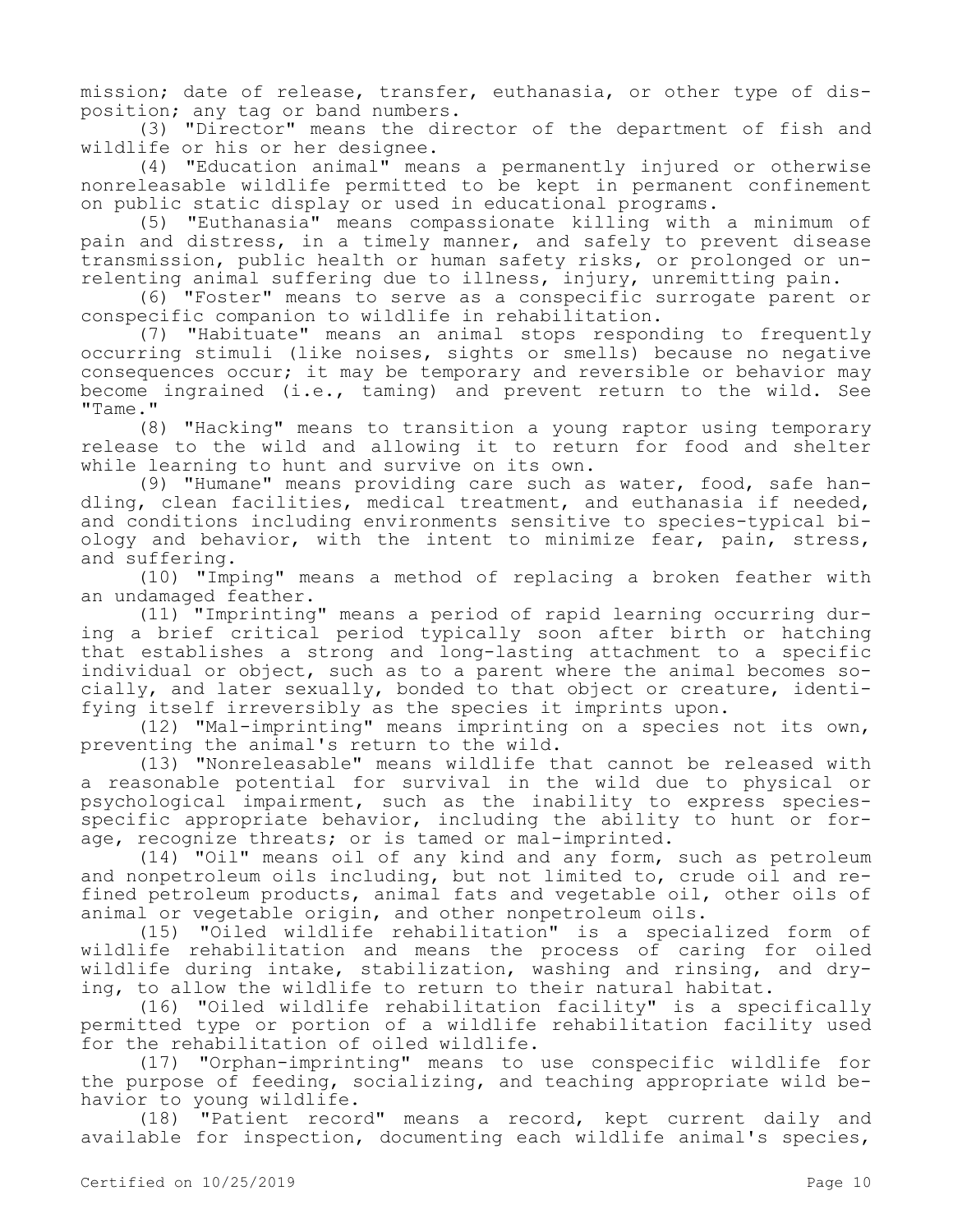mission; date of release, transfer, euthanasia, or other type of disposition; any tag or band numbers.

(3) "Director" means the director of the department of fish and wildlife or his or her designee.

(4) "Education animal" means a permanently injured or otherwise nonreleasable wildlife permitted to be kept in permanent confinement on public static display or used in educational programs.

(5) "Euthanasia" means compassionate killing with a minimum of pain and distress, in a timely manner, and safely to prevent disease transmission, public health or human safety risks, or prolonged or unrelenting animal suffering due to illness, injury, unremitting pain.

(6) "Foster" means to serve as a conspecific surrogate parent or conspecific companion to wildlife in rehabilitation.

(7) "Habituate" means an animal stops responding to frequently occurring stimuli (like noises, sights or smells) because no negative consequences occur; it may be temporary and reversible or behavior may become ingrained (i.e., taming) and prevent return to the wild. See "Tame."

(8) "Hacking" means to transition a young raptor using temporary release to the wild and allowing it to return for food and shelter while learning to hunt and survive on its own.

(9) "Humane" means providing care such as water, food, safe handling, clean facilities, medical treatment, and euthanasia if needed, and conditions including environments sensitive to species-typical biology and behavior, with the intent to minimize fear, pain, stress, and suffering.

(10) "Imping" means a method of replacing a broken feather with an undamaged feather.

(11) "Imprinting" means a period of rapid learning occurring during a brief critical period typically soon after birth or hatching that establishes a strong and long-lasting attachment to a specific individual or object, such as to a parent where the animal becomes socially, and later sexually, bonded to that object or creature, identifying itself irreversibly as the species it imprints upon.

(12) "Mal-imprinting" means imprinting on a species not its own, preventing the animal's return to the wild.

(13) "Nonreleasable" means wildlife that cannot be released with a reasonable potential for survival in the wild due to physical or psychological impairment, such as the inability to express species-specific appropriate behavior, including the ability to hunt or forage, recognize threats; or is tamed or mal-imprinted.

(14) "Oil" means oil of any kind and any form, such as petroleum and nonpetroleum oils including, but not limited to, crude oil and refined petroleum products, animal fats and vegetable oil, other oils of animal or vegetable origin, and other nonpetroleum oils.

(15) "Oiled wildlife rehabilitation" is a specialized form of wildlife rehabilitation and means the process of caring for oiled wildlife during intake, stabilization, washing and rinsing, and drying, to allow the wildlife to return to their natural habitat.

(16) "Oiled wildlife rehabilitation facility" is a specifically permitted type or portion of a wildlife rehabilitation facility used for the rehabilitation of oiled wildlife.

(17) "Orphan-imprinting" means to use conspecific wildlife for the purpose of feeding, socializing, and teaching appropriate wild behavior to young wildlife.

(18) "Patient record" means a record, kept current daily and available for inspection, documenting each wildlife animal's species,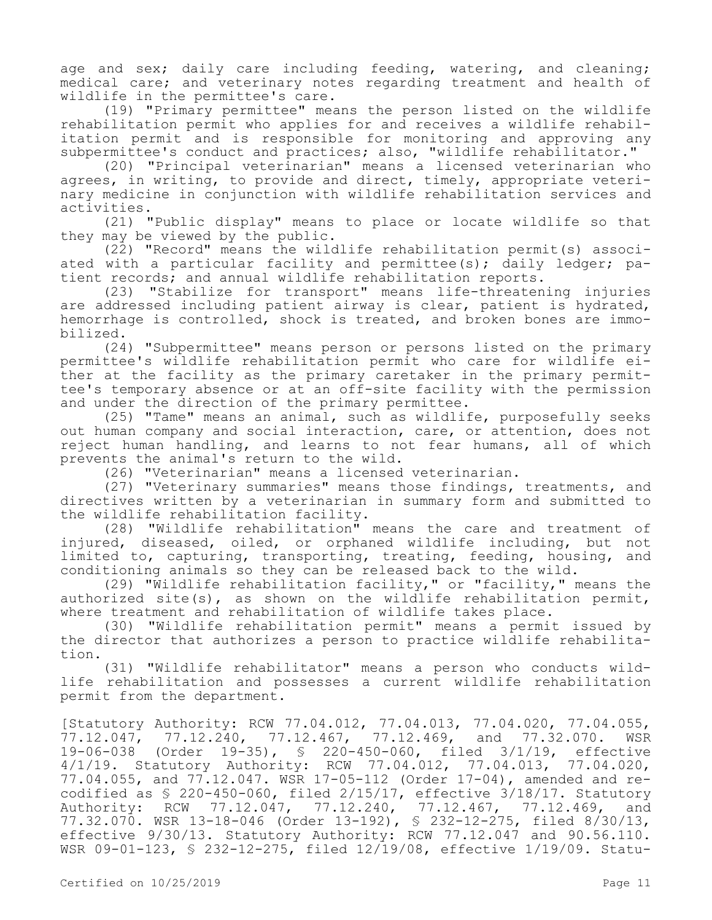age and sex; daily care including feeding, watering, and cleaning; medical care; and veterinary notes regarding treatment and health of wildlife in the permittee's care.

(19) "Primary permittee" means the person listed on the wildlife rehabilitation permit who applies for and receives a wildlife rehabilitation permit and is responsible for monitoring and approving any subpermittee's conduct and practices; also, "wildlife rehabilitator."

(20) "Principal veterinarian" means a licensed veterinarian who agrees, in writing, to provide and direct, timely, appropriate veterinary medicine in conjunction with wildlife rehabilitation services and activities.

(21) "Public display" means to place or locate wildlife so that they may be viewed by the public.

(22) "Record" means the wildlife rehabilitation permit(s) associated with a particular facility and permittee(s); daily ledger; patient records; and annual wildlife rehabilitation reports.

(23) "Stabilize for transport" means life-threatening injuries are addressed including patient airway is clear, patient is hydrated, hemorrhage is controlled, shock is treated, and broken bones are immobilized.

(24) "Subpermittee" means person or persons listed on the primary permittee's wildlife rehabilitation permit who care for wildlife either at the facility as the primary caretaker in the primary permittee's temporary absence or at an off-site facility with the permission and under the direction of the primary permittee.

(25) "Tame" means an animal, such as wildlife, purposefully seeks out human company and social interaction, care, or attention, does not reject human handling, and learns to not fear humans, all of which prevents the animal's return to the wild.

(26) "Veterinarian" means a licensed veterinarian.

(27) "Veterinary summaries" means those findings, treatments, and directives written by a veterinarian in summary form and submitted to the wildlife rehabilitation facility.

(28) "Wildlife rehabilitation" means the care and treatment of injured, diseased, oiled, or orphaned wildlife including, but not limited to, capturing, transporting, treating, feeding, housing, and conditioning animals so they can be released back to the wild.

(29) "Wildlife rehabilitation facility," or "facility," means the authorized site(s), as shown on the wildlife rehabilitation permit, where treatment and rehabilitation of wildlife takes place.

(30) "Wildlife rehabilitation permit" means a permit issued by the director that authorizes a person to practice wildlife rehabilitation.

(31) "Wildlife rehabilitator" means a person who conducts wildlife rehabilitation and possesses a current wildlife rehabilitation permit from the department.

[Statutory Authority: RCW 77.04.012, 77.04.013, 77.04.020, 77.04.055, 77.12.047, 77.12.240, 77.12.467, 77.12.469, and 77.32.070. WSR 19-06-038 (Order 19-35), § 220-450-060, filed 3/1/19, effective 4/1/19. Statutory Authority: RCW 77.04.012, 77.04.013, 77.04.020, 77.04.055, and 77.12.047. WSR 17-05-112 (Order 17-04), amended and recodified as § 220-450-060, filed 2/15/17, effective 3/18/17. Statutory Authority: RCW 77.12.047, 77.12.240, 77.12.467, 77.12.469, and 77.32.070. WSR 13-18-046 (Order 13-192), § 232-12-275, filed 8/30/13, effective 9/30/13. Statutory Authority: RCW 77.12.047 and 90.56.110. WSR 09-01-123, § 232-12-275, filed 12/19/08, effective 1/19/09. Statu-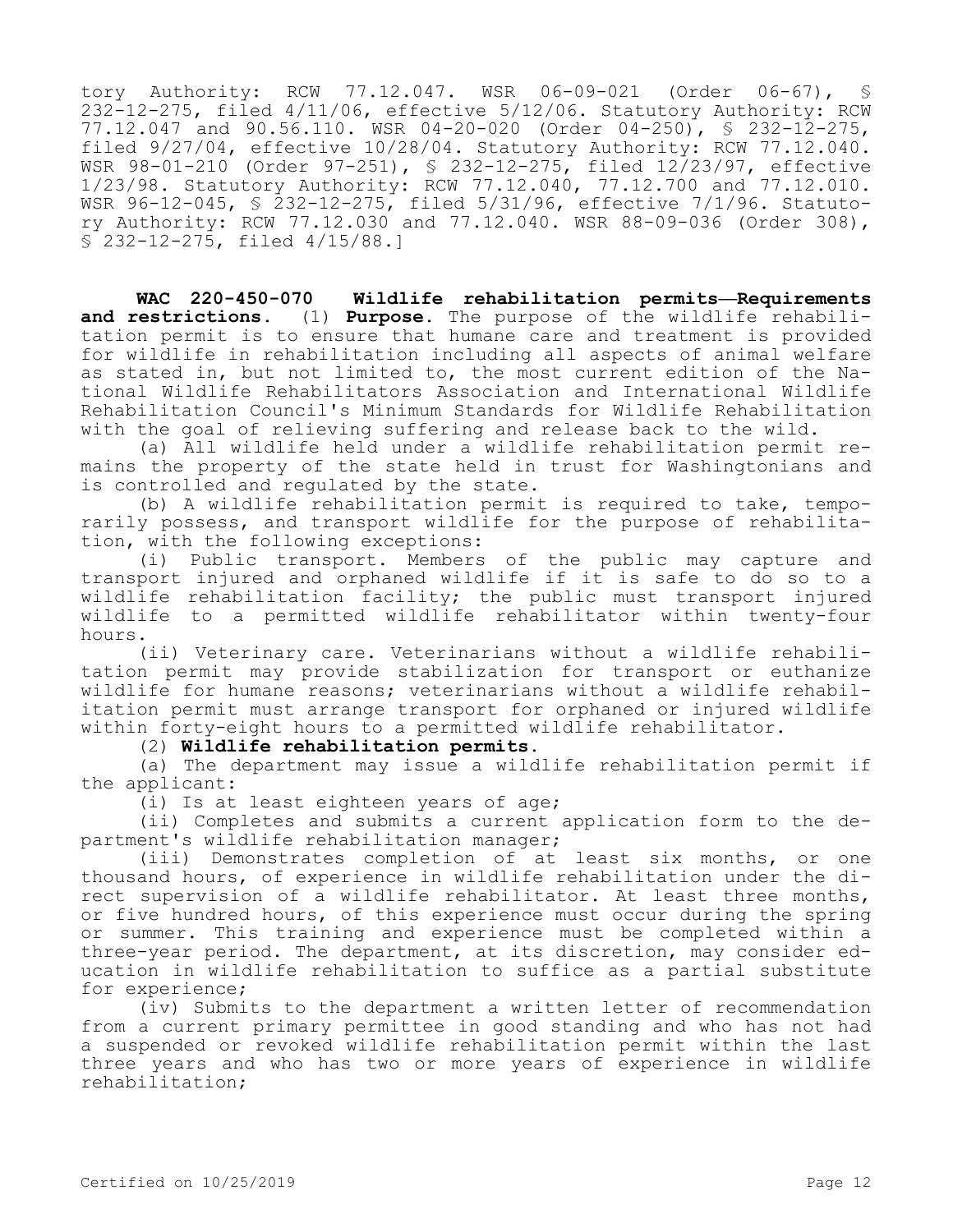tory Authority: RCW 77.12.047. WSR 06-09-021 (Order 06-67), § 232-12-275, filed 4/11/06, effective 5/12/06. Statutory Authority: RCW 77.12.047 and 90.56.110. WSR 04-20-020 (Order 04-250), § 232-12-275, filed 9/27/04, effective 10/28/04. Statutory Authority: RCW 77.12.040. WSR 98-01-210 (Order 97-251), § 232-12-275, filed 12/23/97, effective 1/23/98. Statutory Authority: RCW 77.12.040, 77.12.700 and 77.12.010. WSR 96-12-045, § 232-12-275, filed 5/31/96, effective 7/1/96. Statutory Authority: RCW 77.12.030 and 77.12.040. WSR 88-09-036 (Order 308), § 232-12-275, filed 4/15/88.]

**WAC 220-450-070 Wildlife rehabilitation permits—Requirements and restrictions.** (1) **Purpose.** The purpose of the wildlife rehabilitation permit is to ensure that humane care and treatment is provided for wildlife in rehabilitation including all aspects of animal welfare as stated in, but not limited to, the most current edition of the National Wildlife Rehabilitators Association and International Wildlife Rehabilitation Council's Minimum Standards for Wildlife Rehabilitation with the goal of relieving suffering and release back to the wild.

(a) All wildlife held under a wildlife rehabilitation permit remains the property of the state held in trust for Washingtonians and is controlled and regulated by the state.

(b) A wildlife rehabilitation permit is required to take, temporarily possess, and transport wildlife for the purpose of rehabilitation, with the following exceptions:

(i) Public transport. Members of the public may capture and transport injured and orphaned wildlife if it is safe to do so to a wildlife rehabilitation facility; the public must transport injured wildlife to a permitted wildlife rehabilitator within twenty-four hours.

(ii) Veterinary care. Veterinarians without a wildlife rehabilitation permit may provide stabilization for transport or euthanize wildlife for humane reasons; veterinarians without a wildlife rehabilitation permit must arrange transport for orphaned or injured wildlife within forty-eight hours to a permitted wildlife rehabilitator.

(2) **Wildlife rehabilitation permits.**

(a) The department may issue a wildlife rehabilitation permit if the applicant:

(i) Is at least eighteen years of age;

(ii) Completes and submits a current application form to the department's wildlife rehabilitation manager;

(iii) Demonstrates completion of at least six months, or one thousand hours, of experience in wildlife rehabilitation under the direct supervision of a wildlife rehabilitator. At least three months, or five hundred hours, of this experience must occur during the spring or summer. This training and experience must be completed within a three-year period. The department, at its discretion, may consider education in wildlife rehabilitation to suffice as a partial substitute for experience;

(iv) Submits to the department a written letter of recommendation from a current primary permittee in good standing and who has not had a suspended or revoked wildlife rehabilitation permit within the last three years and who has two or more years of experience in wildlife rehabilitation;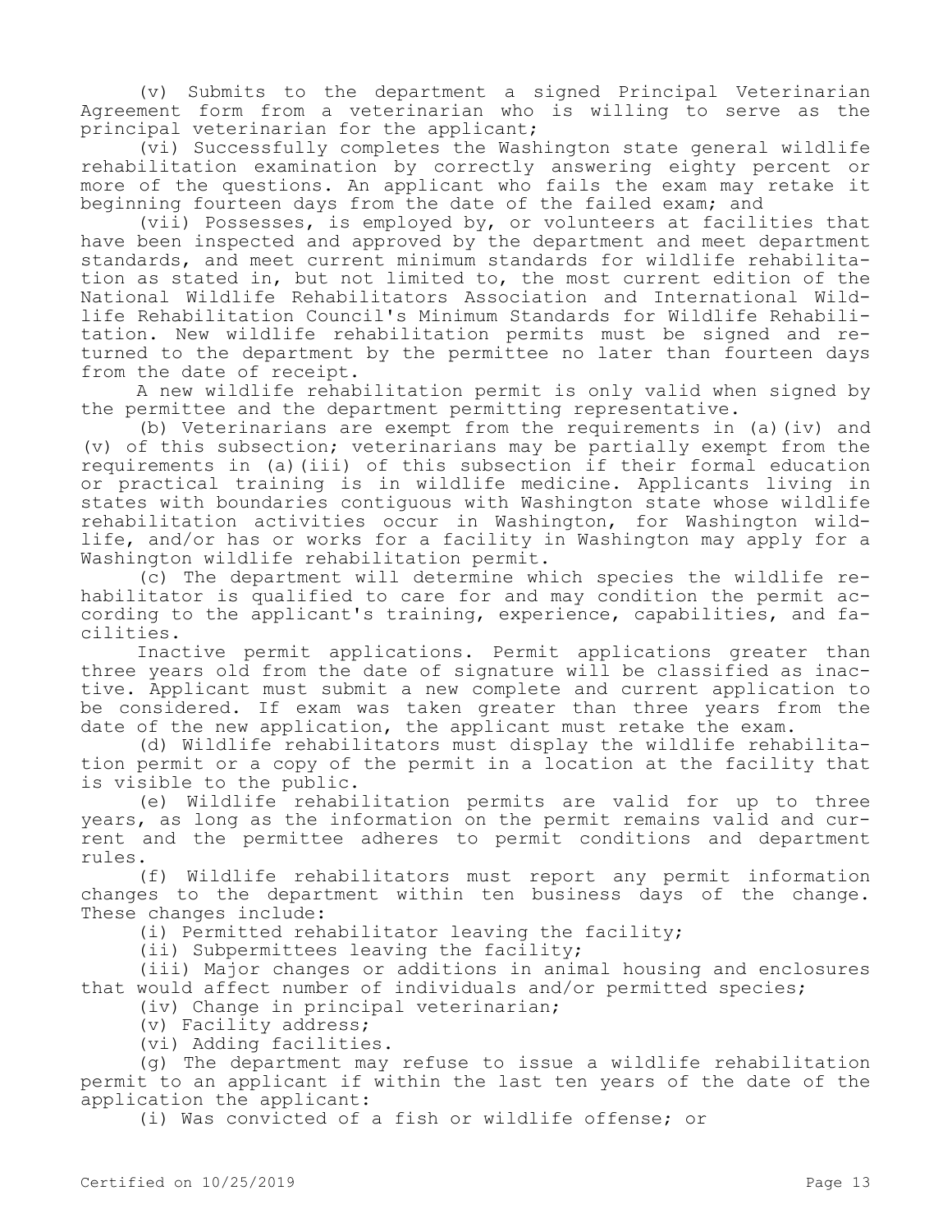(v) Submits to the department a signed Principal Veterinarian Agreement form from a veterinarian who is willing to serve as the principal veterinarian for the applicant;

(vi) Successfully completes the Washington state general wildlife rehabilitation examination by correctly answering eighty percent or more of the questions. An applicant who fails the exam may retake it beginning fourteen days from the date of the failed exam; and

(vii) Possesses, is employed by, or volunteers at facilities that have been inspected and approved by the department and meet department standards, and meet current minimum standards for wildlife rehabilitation as stated in, but not limited to, the most current edition of the National Wildlife Rehabilitators Association and International Wildlife Rehabilitation Council's Minimum Standards for Wildlife Rehabilitation. New wildlife rehabilitation permits must be signed and returned to the department by the permittee no later than fourteen days from the date of receipt.

A new wildlife rehabilitation permit is only valid when signed by the permittee and the department permitting representative.

(b) Veterinarians are exempt from the requirements in (a)(iv) and (v) of this subsection; veterinarians may be partially exempt from the requirements in (a)(iii) of this subsection if their formal education or practical training is in wildlife medicine. Applicants living in states with boundaries contiguous with Washington state whose wildlife rehabilitation activities occur in Washington, for Washington wildlife, and/or has or works for a facility in Washington may apply for a Washington wildlife rehabilitation permit.

(c) The department will determine which species the wildlife rehabilitator is qualified to care for and may condition the permit according to the applicant's training, experience, capabilities, and facilities.

Inactive permit applications. Permit applications greater than three years old from the date of signature will be classified as inactive. Applicant must submit a new complete and current application to be considered. If exam was taken greater than three years from the date of the new application, the applicant must retake the exam.

(d) Wildlife rehabilitators must display the wildlife rehabilitation permit or a copy of the permit in a location at the facility that is visible to the public.

(e) Wildlife rehabilitation permits are valid for up to three years, as long as the information on the permit remains valid and current and the permittee adheres to permit conditions and department rules.

(f) Wildlife rehabilitators must report any permit information changes to the department within ten business days of the change. These changes include:

(i) Permitted rehabilitator leaving the facility;

(ii) Subpermittees leaving the facility;

(iii) Major changes or additions in animal housing and enclosures that would affect number of individuals and/or permitted species;

(iv) Change in principal veterinarian;

(v) Facility address;

(vi) Adding facilities.

(g) The department may refuse to issue a wildlife rehabilitation permit to an applicant if within the last ten years of the date of the application the applicant:

(i) Was convicted of a fish or wildlife offense; or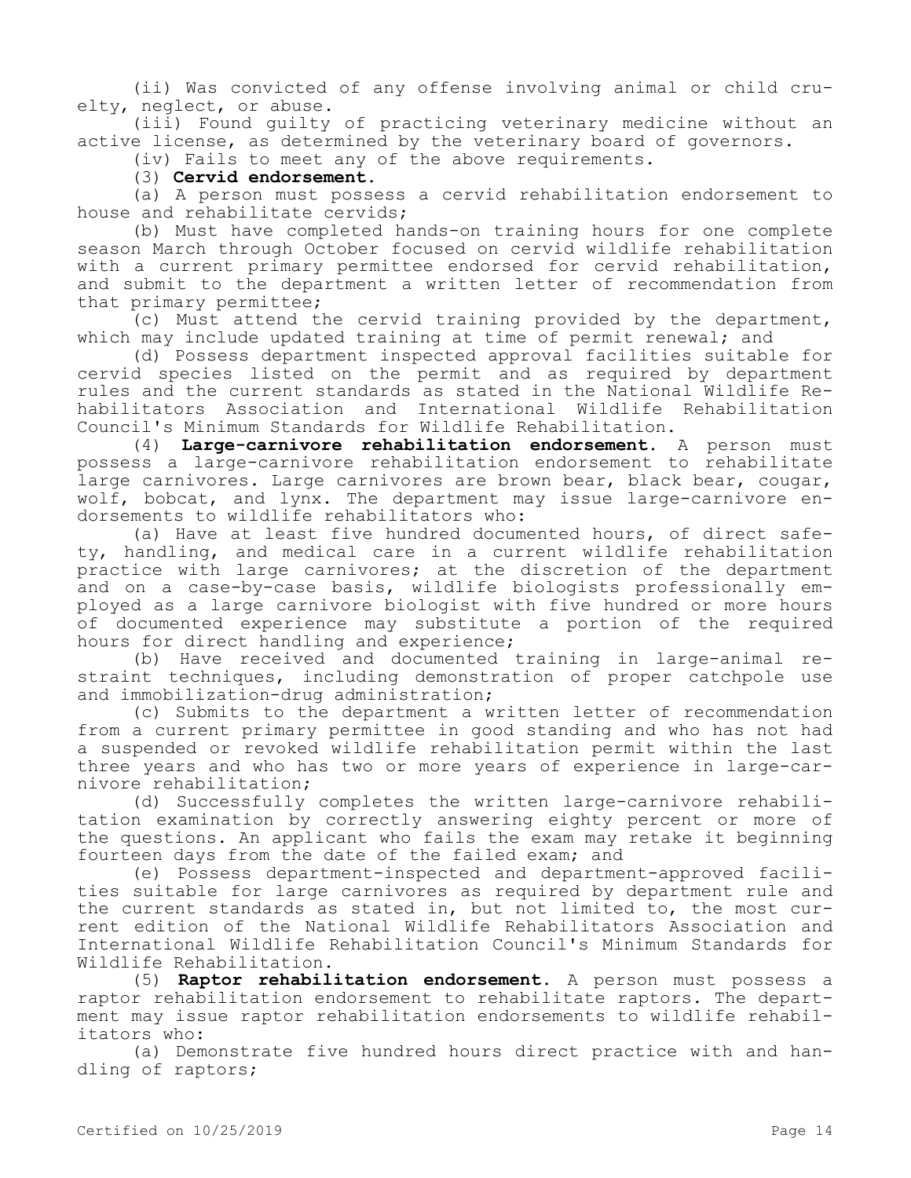(ii) Was convicted of any offense involving animal or child cruelty, neglect, or abuse.

(iii) Found guilty of practicing veterinary medicine without an active license, as determined by the veterinary board of governors.

(iv) Fails to meet any of the above requirements.

(3) **Cervid endorsement.**

(a) A person must possess a cervid rehabilitation endorsement to house and rehabilitate cervids;

(b) Must have completed hands-on training hours for one complete season March through October focused on cervid wildlife rehabilitation with a current primary permittee endorsed for cervid rehabilitation, and submit to the department a written letter of recommendation from that primary permittee;

(c) Must attend the cervid training provided by the department, which may include updated training at time of permit renewal; and

(d) Possess department inspected approval facilities suitable for cervid species listed on the permit and as required by department rules and the current standards as stated in the National Wildlife Rehabilitators Association and International Wildlife Rehabilitation Council's Minimum Standards for Wildlife Rehabilitation.

(4) **Large-carnivore rehabilitation endorsement.** A person must possess a large-carnivore rehabilitation endorsement to rehabilitate large carnivores. Large carnivores are brown bear, black bear, cougar, wolf, bobcat, and lynx. The department may issue large-carnivore endorsements to wildlife rehabilitators who:

(a) Have at least five hundred documented hours, of direct safety, handling, and medical care in a current wildlife rehabilitation practice with large carnivores; at the discretion of the department and on a case-by-case basis, wildlife biologists professionally employed as a large carnivore biologist with five hundred or more hours of documented experience may substitute a portion of the required hours for direct handling and experience;

(b) Have received and documented training in large-animal restraint techniques, including demonstration of proper catchpole use and immobilization-drug administration;

(c) Submits to the department a written letter of recommendation from a current primary permittee in good standing and who has not had a suspended or revoked wildlife rehabilitation permit within the last three years and who has two or more years of experience in large-carnivore rehabilitation;

(d) Successfully completes the written large-carnivore rehabilitation examination by correctly answering eighty percent or more of the questions. An applicant who fails the exam may retake it beginning fourteen days from the date of the failed exam; and

(e) Possess department-inspected and department-approved facilities suitable for large carnivores as required by department rule and the current standards as stated in, but not limited to, the most current edition of the National Wildlife Rehabilitators Association and International Wildlife Rehabilitation Council's Minimum Standards for Wildlife Rehabilitation.

(5) **Raptor rehabilitation endorsement.** A person must possess a raptor rehabilitation endorsement to rehabilitate raptors. The department may issue raptor rehabilitation endorsements to wildlife rehabilitators who:

(a) Demonstrate five hundred hours direct practice with and handling of raptors;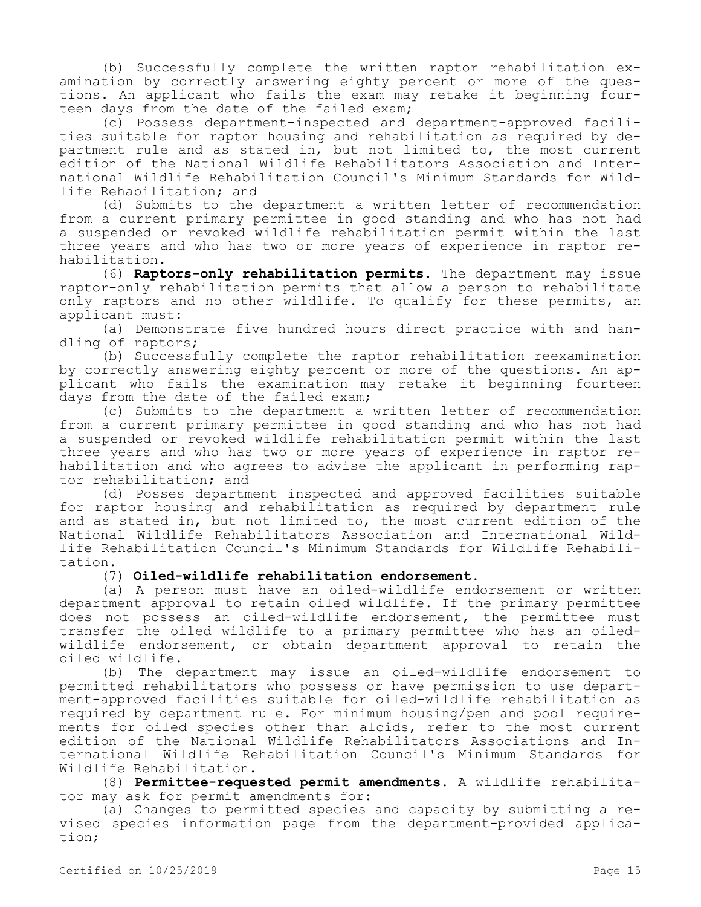(b) Successfully complete the written raptor rehabilitation examination by correctly answering eighty percent or more of the questions. An applicant who fails the exam may retake it beginning fourteen days from the date of the failed exam;

(c) Possess department-inspected and department-approved facilities suitable for raptor housing and rehabilitation as required by department rule and as stated in, but not limited to, the most current edition of the National Wildlife Rehabilitators Association and International Wildlife Rehabilitation Council's Minimum Standards for Wildlife Rehabilitation; and

(d) Submits to the department a written letter of recommendation from a current primary permittee in good standing and who has not had a suspended or revoked wildlife rehabilitation permit within the last three years and who has two or more years of experience in raptor rehabilitation.

(6) **Raptors-only rehabilitation permits.** The department may issue raptor-only rehabilitation permits that allow a person to rehabilitate only raptors and no other wildlife. To qualify for these permits, an applicant must:

(a) Demonstrate five hundred hours direct practice with and handling of raptors;

(b) Successfully complete the raptor rehabilitation reexamination by correctly answering eighty percent or more of the questions. An applicant who fails the examination may retake it beginning fourteen days from the date of the failed exam;

(c) Submits to the department a written letter of recommendation from a current primary permittee in good standing and who has not had a suspended or revoked wildlife rehabilitation permit within the last three years and who has two or more years of experience in raptor rehabilitation and who agrees to advise the applicant in performing raptor rehabilitation; and

(d) Posses department inspected and approved facilities suitable for raptor housing and rehabilitation as required by department rule and as stated in, but not limited to, the most current edition of the National Wildlife Rehabilitators Association and International Wildlife Rehabilitation Council's Minimum Standards for Wildlife Rehabilitation.

(7) **Oiled-wildlife rehabilitation endorsement.**

(a) A person must have an oiled-wildlife endorsement or written department approval to retain oiled wildlife. If the primary permittee does not possess an oiled-wildlife endorsement, the permittee must transfer the oiled wildlife to a primary permittee who has an oiled-wildlife endorsement, or obtain department approval to retain the oiled wildlife.

(b) The department may issue an oiled-wildlife endorsement to permitted rehabilitators who possess or have permission to use department-approved facilities suitable for oiled-wildlife rehabilitation as required by department rule. For minimum housing/pen and pool requirements for oiled species other than alcids, refer to the most current edition of the National Wildlife Rehabilitators Associations and International Wildlife Rehabilitation Council's Minimum Standards for Wildlife Rehabilitation.

(8) **Permittee-requested permit amendments.** A wildlife rehabilitator may ask for permit amendments for:

(a) Changes to permitted species and capacity by submitting a revised species information page from the department-provided application;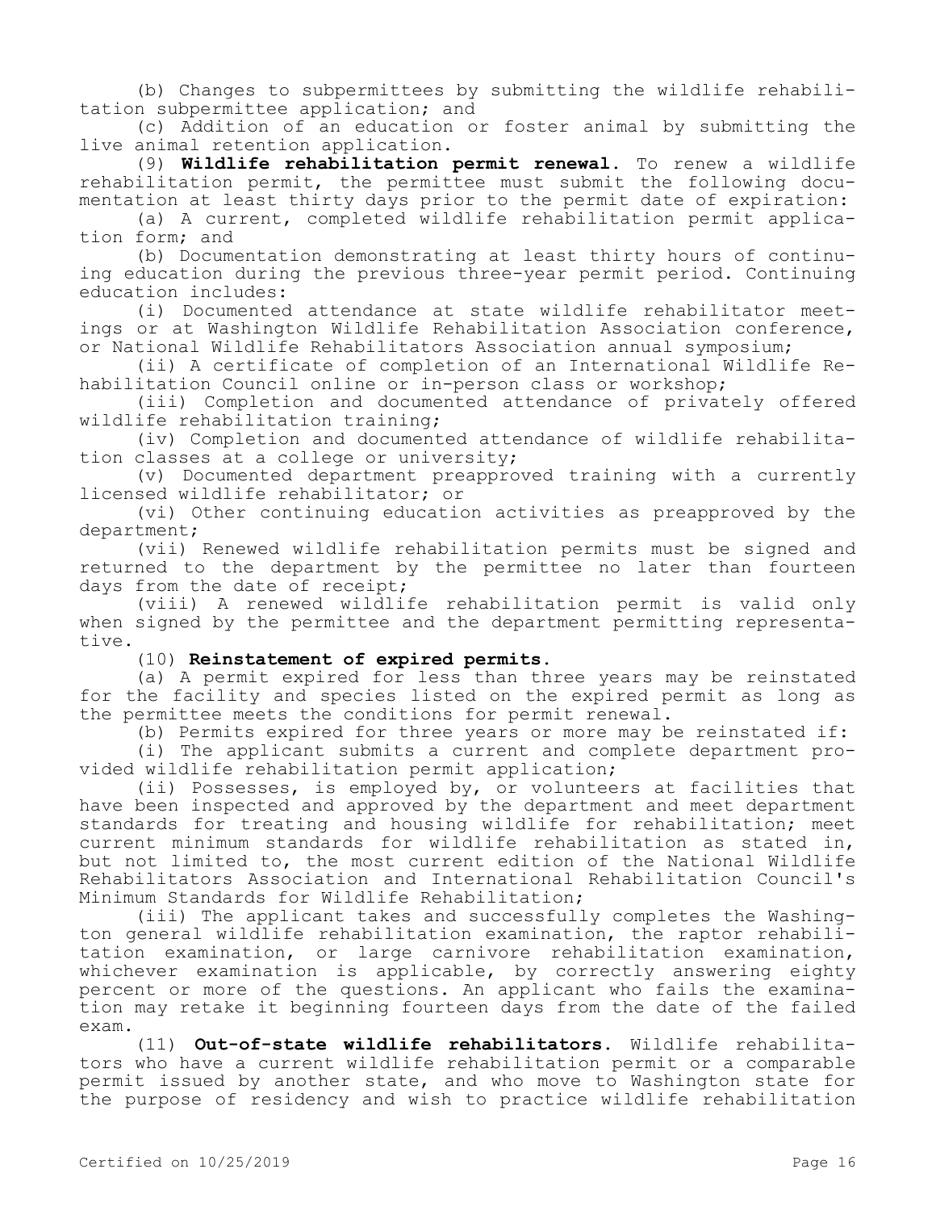(b) Changes to subpermittees by submitting the wildlife rehabilitation subpermittee application; and

(c) Addition of an education or foster animal by submitting the live animal retention application.

(9) **Wildlife rehabilitation permit renewal.** To renew a wildlife rehabilitation permit, the permittee must submit the following documentation at least thirty days prior to the permit date of expiration:

(a) A current, completed wildlife rehabilitation permit application form; and

(b) Documentation demonstrating at least thirty hours of continuing education during the previous three-year permit period. Continuing education includes:

(i) Documented attendance at state wildlife rehabilitator meetings or at Washington Wildlife Rehabilitation Association conference, or National Wildlife Rehabilitators Association annual symposium;

(ii) A certificate of completion of an International Wildlife Rehabilitation Council online or in-person class or workshop;

(iii) Completion and documented attendance of privately offered wildlife rehabilitation training;

(iv) Completion and documented attendance of wildlife rehabilitation classes at a college or university;

(v) Documented department preapproved training with a currently licensed wildlife rehabilitator; or

(vi) Other continuing education activities as preapproved by the department;

(vii) Renewed wildlife rehabilitation permits must be signed and returned to the department by the permittee no later than fourteen days from the date of receipt;

(viii) A renewed wildlife rehabilitation permit is valid only when signed by the permittee and the department permitting representative.

(10) **Reinstatement of expired permits.**

(a) A permit expired for less than three years may be reinstated for the facility and species listed on the expired permit as long as the permittee meets the conditions for permit renewal.

(b) Permits expired for three years or more may be reinstated if:

(i) The applicant submits a current and complete department provided wildlife rehabilitation permit application;

(ii) Possesses, is employed by, or volunteers at facilities that have been inspected and approved by the department and meet department standards for treating and housing wildlife for rehabilitation; meet current minimum standards for wildlife rehabilitation as stated in, but not limited to, the most current edition of the National Wildlife Rehabilitators Association and International Rehabilitation Council's Minimum Standards for Wildlife Rehabilitation;

(iii) The applicant takes and successfully completes the Washington general wildlife rehabilitation examination, the raptor rehabilitation examination, or large carnivore rehabilitation examination, whichever examination is applicable, by correctly answering eighty percent or more of the questions. An applicant who fails the examination may retake it beginning fourteen days from the date of the failed exam.

(11) **Out-of-state wildlife rehabilitators.** Wildlife rehabilitators who have a current wildlife rehabilitation permit or a comparable permit issued by another state, and who move to Washington state for the purpose of residency and wish to practice wildlife rehabilitation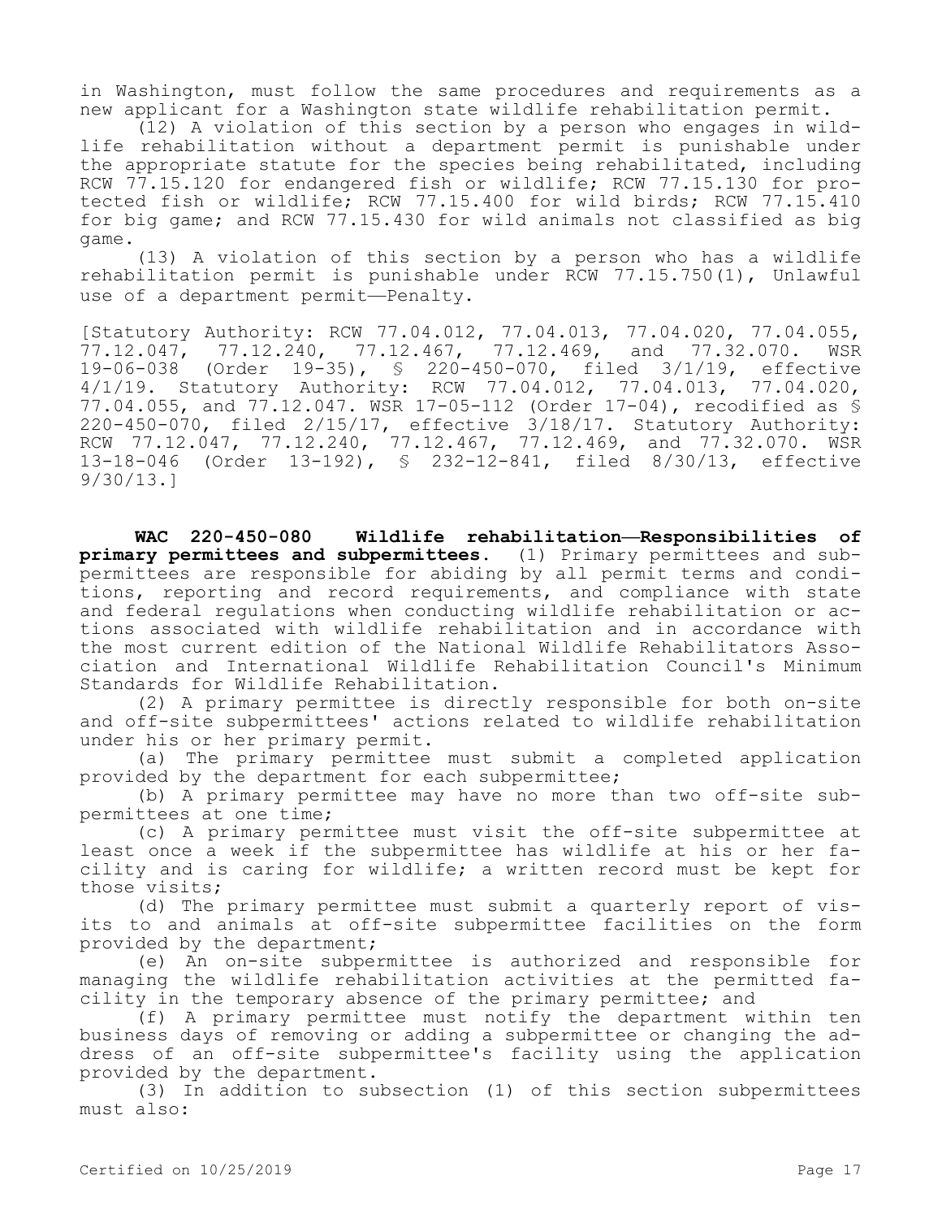in Washington, must follow the same procedures and requirements as a new applicant for a Washington state wildlife rehabilitation permit.

(12) A violation of this section by a person who engages in wildlife rehabilitation without a department permit is punishable under the appropriate statute for the species being rehabilitated, including RCW 77.15.120 for endangered fish or wildlife; RCW 77.15.130 for protected fish or wildlife; RCW 77.15.400 for wild birds; RCW 77.15.410 for big game; and RCW 77.15.430 for wild animals not classified as big game.

(13) A violation of this section by a person who has a wildlife rehabilitation permit is punishable under RCW 77.15.750(1), Unlawful use of a department permit—Penalty.

[Statutory Authority: RCW 77.04.012, 77.04.013, 77.04.020, 77.04.055, 77.12.047, 77.12.240, 77.12.467, 77.12.469, and 77.32.070. WSR 19-06-038 (Order 19-35), § 220-450-070, filed 3/1/19, effective 4/1/19. Statutory Authority: RCW 77.04.012, 77.04.013, 77.04.020, 77.04.055, and 77.12.047. WSR 17-05-112 (Order 17-04), recodified as § 220-450-070, filed 2/15/17, effective 3/18/17. Statutory Authority: RCW 77.12.047, 77.12.240, 77.12.467, 77.12.469, and 77.32.070. WSR 13-18-046 (Order 13-192), § 232-12-841, filed 8/30/13, effective 9/30/13.]

**WAC 220-450-080 Wildlife rehabilitation—Responsibilities of primary permittees and subpermittees.** (1) Primary permittees and subpermittees are responsible for abiding by all permit terms and conditions, reporting and record requirements, and compliance with state and federal regulations when conducting wildlife rehabilitation or actions associated with wildlife rehabilitation and in accordance with the most current edition of the National Wildlife Rehabilitators Association and International Wildlife Rehabilitation Council's Minimum Standards for Wildlife Rehabilitation.

(2) A primary permittee is directly responsible for both on-site and off-site subpermittees' actions related to wildlife rehabilitation under his or her primary permit.

(a) The primary permittee must submit a completed application provided by the department for each subpermittee;

(b) A primary permittee may have no more than two off-site subpermittees at one time;

(c) A primary permittee must visit the off-site subpermittee at least once a week if the subpermittee has wildlife at his or her facility and is caring for wildlife; a written record must be kept for those visits;

(d) The primary permittee must submit a quarterly report of visits to and animals at off-site subpermittee facilities on the form provided by the department;

(e) An on-site subpermittee is authorized and responsible for managing the wildlife rehabilitation activities at the permitted facility in the temporary absence of the primary permittee; and

(f) A primary permittee must notify the department within ten business days of removing or adding a subpermittee or changing the address of an off-site subpermittee's facility using the application provided by the department.

(3) In addition to subsection (1) of this section subpermittees must also: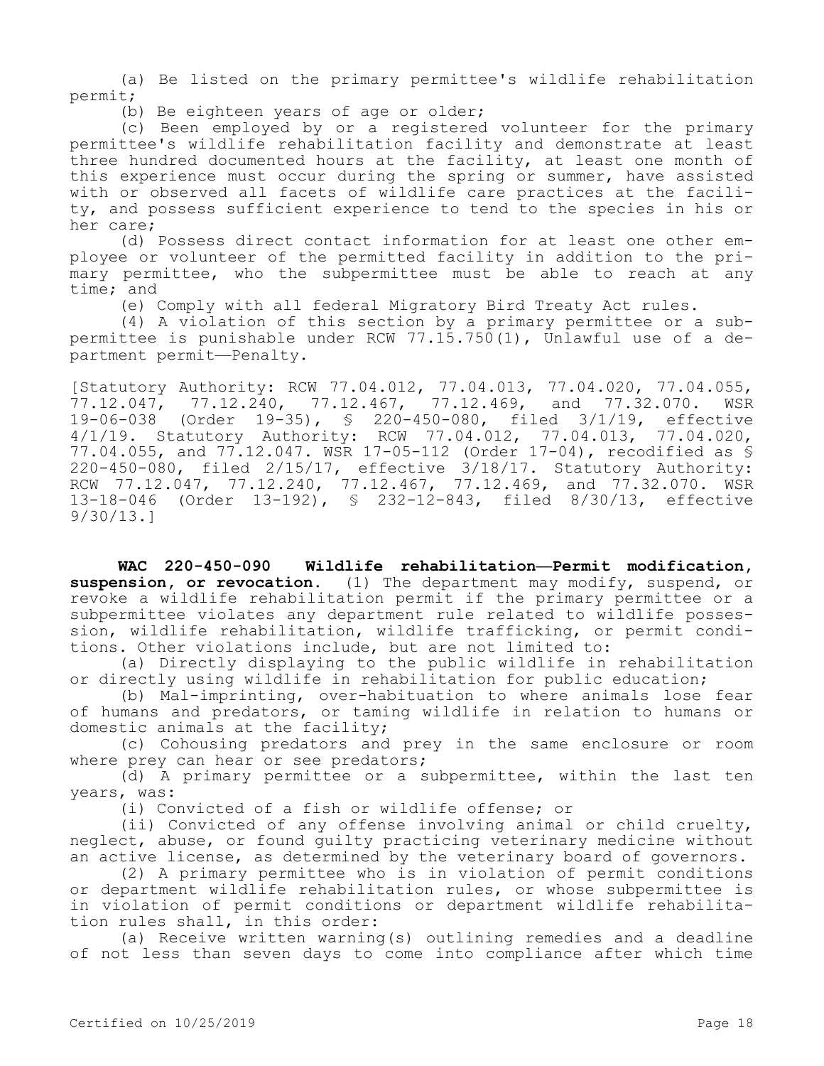(a) Be listed on the primary permittee's wildlife rehabilitation permit;

(b) Be eighteen years of age or older;

(c) Been employed by or a registered volunteer for the primary permittee's wildlife rehabilitation facility and demonstrate at least three hundred documented hours at the facility, at least one month of this experience must occur during the spring or summer, have assisted with or observed all facets of wildlife care practices at the facility, and possess sufficient experience to tend to the species in his or her care;

(d) Possess direct contact information for at least one other employee or volunteer of the permitted facility in addition to the primary permittee, who the subpermittee must be able to reach at any time; and

(e) Comply with all federal Migratory Bird Treaty Act rules.

(4) A violation of this section by a primary permittee or a subpermittee is punishable under RCW 77.15.750(1), Unlawful use of a department permit—Penalty.

[Statutory Authority: RCW 77.04.012, 77.04.013, 77.04.020, 77.04.055, 77.12.047, 77.12.240, 77.12.467, 77.12.469, and 77.32.070. WSR 19-06-038 (Order 19-35), § 220-450-080, filed 3/1/19, effective 4/1/19. Statutory Authority: RCW 77.04.012, 77.04.013, 77.04.020, 77.04.055, and 77.12.047. WSR 17-05-112 (Order 17-04), recodified as § 220-450-080, filed 2/15/17, effective 3/18/17. Statutory Authority: RCW 77.12.047, 77.12.240, 77.12.467, 77.12.469, and 77.32.070. WSR 13-18-046 (Order 13-192), § 232-12-843, filed 8/30/13, effective 9/30/13.]

**WAC 220-450-090 Wildlife rehabilitation—Permit modification, suspension, or revocation.** (1) The department may modify, suspend, or revoke a wildlife rehabilitation permit if the primary permittee or a subpermittee violates any department rule related to wildlife possession, wildlife rehabilitation, wildlife trafficking, or permit conditions. Other violations include, but are not limited to:

(a) Directly displaying to the public wildlife in rehabilitation or directly using wildlife in rehabilitation for public education;

(b) Mal-imprinting, over-habituation to where animals lose fear of humans and predators, or taming wildlife in relation to humans or domestic animals at the facility;

(c) Cohousing predators and prey in the same enclosure or room where prey can hear or see predators;

(d) A primary permittee or a subpermittee, within the last ten years, was:

(i) Convicted of a fish or wildlife offense; or

(ii) Convicted of any offense involving animal or child cruelty, neglect, abuse, or found guilty practicing veterinary medicine without an active license, as determined by the veterinary board of governors.

(2) A primary permittee who is in violation of permit conditions or department wildlife rehabilitation rules, or whose subpermittee is in violation of permit conditions or department wildlife rehabilitation rules shall, in this order:

(a) Receive written warning(s) outlining remedies and a deadline of not less than seven days to come into compliance after which time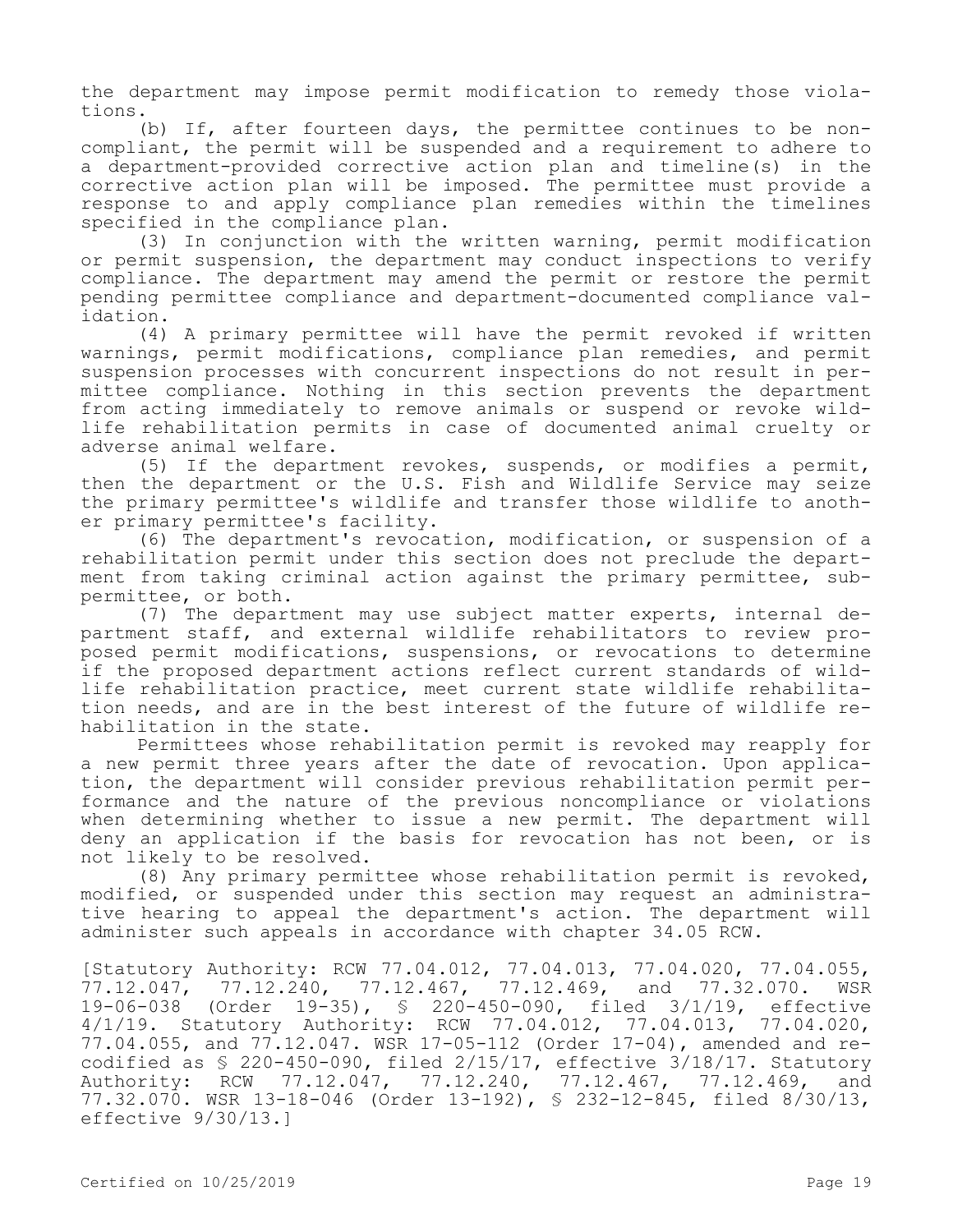the department may impose permit modification to remedy those violations.

(b) If, after fourteen days, the permittee continues to be noncompliant, the permit will be suspended and a requirement to adhere to a department-provided corrective action plan and timeline(s) in the corrective action plan will be imposed. The permittee must provide a response to and apply compliance plan remedies within the timelines specified in the compliance plan.

(3) In conjunction with the written warning, permit modification or permit suspension, the department may conduct inspections to verify compliance. The department may amend the permit or restore the permit pending permittee compliance and department-documented compliance validation.

(4) A primary permittee will have the permit revoked if written warnings, permit modifications, compliance plan remedies, and permit suspension processes with concurrent inspections do not result in permittee compliance. Nothing in this section prevents the department from acting immediately to remove animals or suspend or revoke wildlife rehabilitation permits in case of documented animal cruelty or adverse animal welfare.

(5) If the department revokes, suspends, or modifies a permit, then the department or the U.S. Fish and Wildlife Service may seize the primary permittee's wildlife and transfer those wildlife to another primary permittee's facility.

(6) The department's revocation, modification, or suspension of a rehabilitation permit under this section does not preclude the department from taking criminal action against the primary permittee, subpermittee, or both.

(7) The department may use subject matter experts, internal department staff, and external wildlife rehabilitators to review proposed permit modifications, suspensions, or revocations to determine if the proposed department actions reflect current standards of wildlife rehabilitation practice, meet current state wildlife rehabilitation needs, and are in the best interest of the future of wildlife rehabilitation in the state.

Permittees whose rehabilitation permit is revoked may reapply for a new permit three years after the date of revocation. Upon application, the department will consider previous rehabilitation permit performance and the nature of the previous noncompliance or violations when determining whether to issue a new permit. The department will deny an application if the basis for revocation has not been, or is not likely to be resolved.

(8) Any primary permittee whose rehabilitation permit is revoked, modified, or suspended under this section may request an administrative hearing to appeal the department's action. The department will administer such appeals in accordance with chapter 34.05 RCW.

[Statutory Authority: RCW 77.04.012, 77.04.013, 77.04.020, 77.04.055, 77.12.047, 77.12.240, 77.12.467, 77.12.469, and 77.32.070. WSR 19-06-038 (Order 19-35), § 220-450-090, filed 3/1/19, effective 4/1/19. Statutory Authority: RCW 77.04.012, 77.04.013, 77.04.020, 77.04.055, and 77.12.047. WSR 17-05-112 (Order 17-04), amended and recodified as § 220-450-090, filed 2/15/17, effective 3/18/17. Statutory Authority: RCW 77.12.047, 77.12.240, 77.12.467, 77.12.469, and 77.32.070. WSR 13-18-046 (Order 13-192), § 232-12-845, filed 8/30/13, effective 9/30/13.]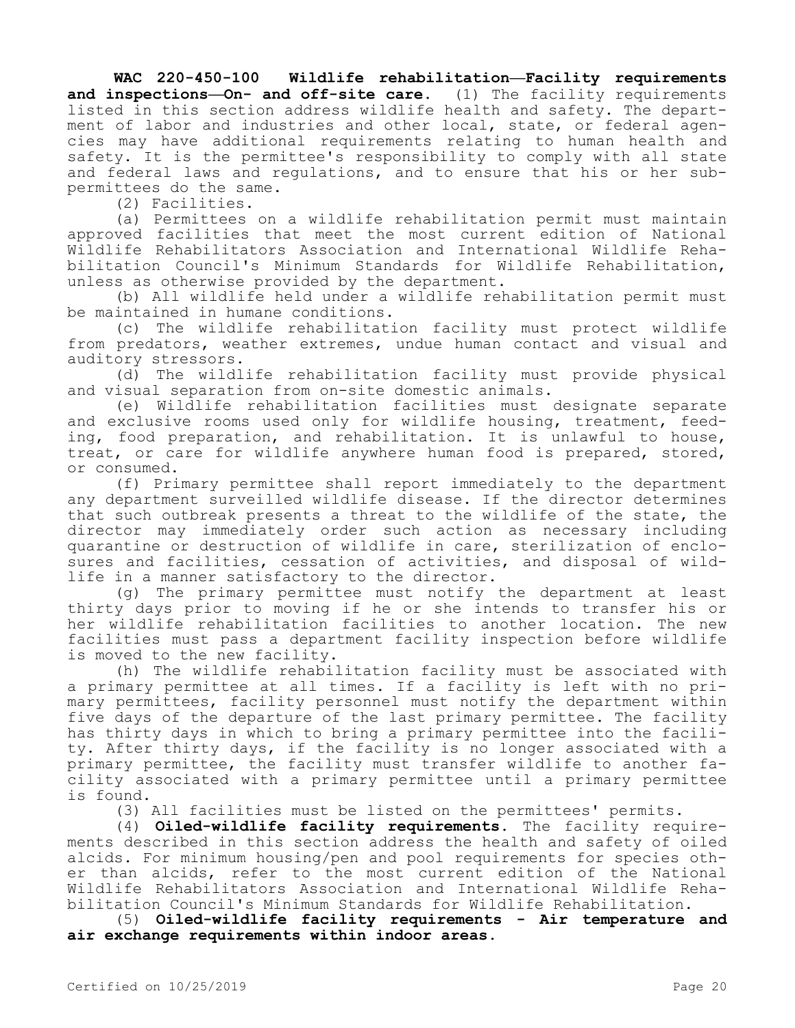**WAC 220-450-100 Wildlife rehabilitation—Facility requirements and inspections—On- and off-site care.** (1) The facility requirements listed in this section address wildlife health and safety. The department of labor and industries and other local, state, or federal agencies may have additional requirements relating to human health and safety. It is the permittee's responsibility to comply with all state and federal laws and regulations, and to ensure that his or her subpermittees do the same.

(2) Facilities.

(a) Permittees on a wildlife rehabilitation permit must maintain approved facilities that meet the most current edition of National Wildlife Rehabilitators Association and International Wildlife Rehabilitation Council's Minimum Standards for Wildlife Rehabilitation, unless as otherwise provided by the department.

(b) All wildlife held under a wildlife rehabilitation permit must be maintained in humane conditions.

(c) The wildlife rehabilitation facility must protect wildlife from predators, weather extremes, undue human contact and visual and auditory stressors.

(d) The wildlife rehabilitation facility must provide physical and visual separation from on-site domestic animals.

(e) Wildlife rehabilitation facilities must designate separate and exclusive rooms used only for wildlife housing, treatment, feeding, food preparation, and rehabilitation. It is unlawful to house, treat, or care for wildlife anywhere human food is prepared, stored, or consumed.

(f) Primary permittee shall report immediately to the department any department surveilled wildlife disease. If the director determines that such outbreak presents a threat to the wildlife of the state, the director may immediately order such action as necessary including quarantine or destruction of wildlife in care, sterilization of enclosures and facilities, cessation of activities, and disposal of wildlife in a manner satisfactory to the director.

(g) The primary permittee must notify the department at least thirty days prior to moving if he or she intends to transfer his or her wildlife rehabilitation facilities to another location. The new facilities must pass a department facility inspection before wildlife is moved to the new facility.

(h) The wildlife rehabilitation facility must be associated with a primary permittee at all times. If a facility is left with no primary permittees, facility personnel must notify the department within five days of the departure of the last primary permittee. The facility has thirty days in which to bring a primary permittee into the facility. After thirty days, if the facility is no longer associated with a primary permittee, the facility must transfer wildlife to another facility associated with a primary permittee until a primary permittee is found.

(3) All facilities must be listed on the permittees' permits.

(4) **Oiled-wildlife facility requirements.** The facility requirements described in this section address the health and safety of oiled alcids. For minimum housing/pen and pool requirements for species other than alcids, refer to the most current edition of the National Wildlife Rehabilitators Association and International Wildlife Rehabilitation Council's Minimum Standards for Wildlife Rehabilitation.

(5) **Oiled-wildlife facility requirements - Air temperature and air exchange requirements within indoor areas.**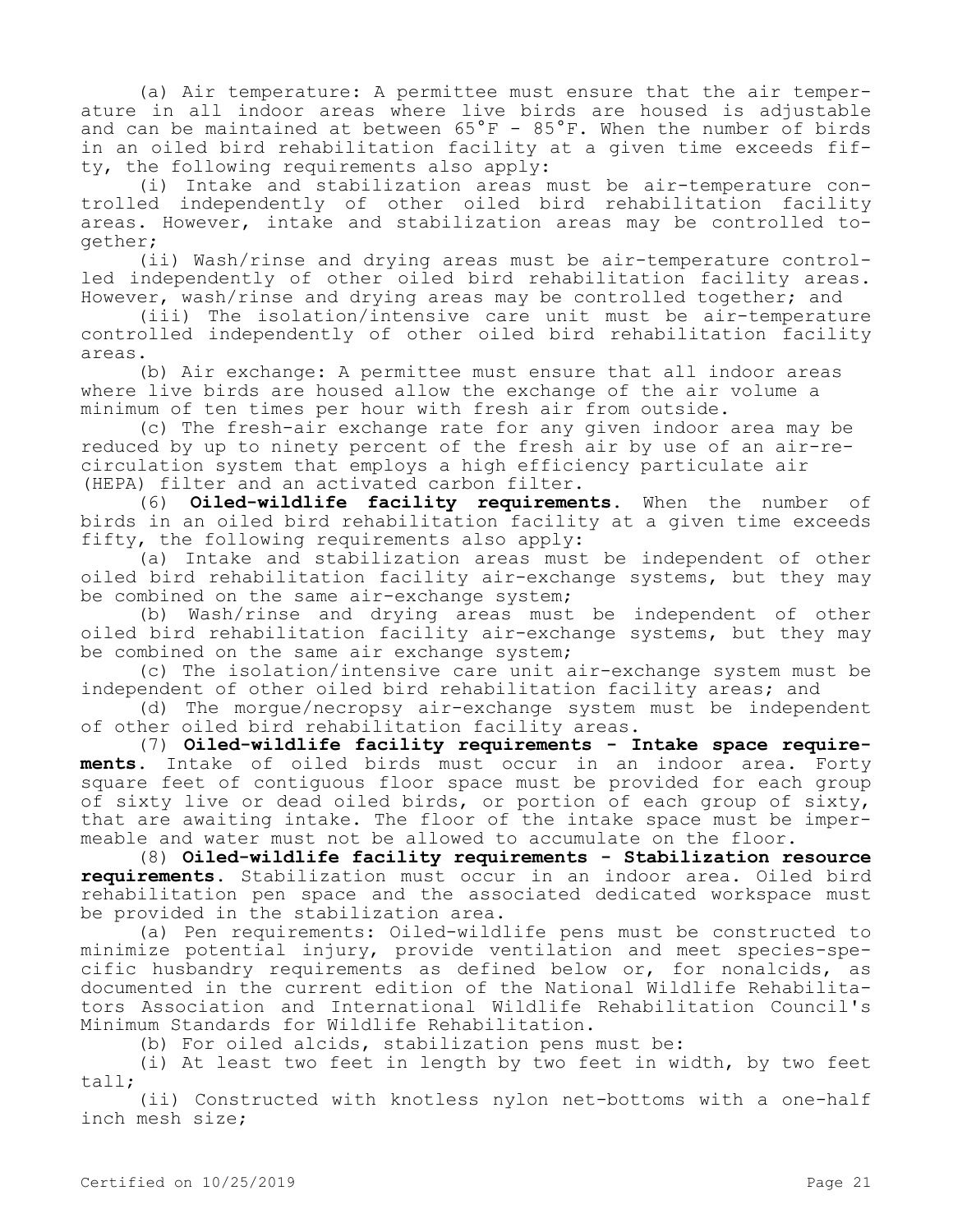(a) Air temperature: A permittee must ensure that the air temperature in all indoor areas where live birds are housed is adjustable and can be maintained at between 65°F - 85°F. When the number of birds in an oiled bird rehabilitation facility at a given time exceeds fifty, the following requirements also apply:

(i) Intake and stabilization areas must be air-temperature controlled independently of other oiled bird rehabilitation facility areas. However, intake and stabilization areas may be controlled together;

(ii) Wash/rinse and drying areas must be air-temperature controlled independently of other oiled bird rehabilitation facility areas. However, wash/rinse and drying areas may be controlled together; and

(iii) The isolation/intensive care unit must be air-temperature controlled independently of other oiled bird rehabilitation facility areas.

(b) Air exchange: A permittee must ensure that all indoor areas where live birds are housed allow the exchange of the air volume a minimum of ten times per hour with fresh air from outside.

(c) The fresh-air exchange rate for any given indoor area may be reduced by up to ninety percent of the fresh air by use of an air-recirculation system that employs a high efficiency particulate air (HEPA) filter and an activated carbon filter.

(6) **Oiled-wildlife facility requirements.** When the number of birds in an oiled bird rehabilitation facility at a given time exceeds fifty, the following requirements also apply:

(a) Intake and stabilization areas must be independent of other oiled bird rehabilitation facility air-exchange systems, but they may be combined on the same air-exchange system;

(b) Wash/rinse and drying areas must be independent of other oiled bird rehabilitation facility air-exchange systems, but they may be combined on the same air exchange system;

(c) The isolation/intensive care unit air-exchange system must be independent of other oiled bird rehabilitation facility areas; and

(d) The morgue/necropsy air-exchange system must be independent of other oiled bird rehabilitation facility areas.

(7) **Oiled-wildlife facility requirements - Intake space requirements.** Intake of oiled birds must occur in an indoor area. Forty square feet of contiguous floor space must be provided for each group of sixty live or dead oiled birds, or portion of each group of sixty, that are awaiting intake. The floor of the intake space must be impermeable and water must not be allowed to accumulate on the floor.

(8) **Oiled-wildlife facility requirements - Stabilization resource requirements.** Stabilization must occur in an indoor area. Oiled bird rehabilitation pen space and the associated dedicated workspace must be provided in the stabilization area.

(a) Pen requirements: Oiled-wildlife pens must be constructed to minimize potential injury, provide ventilation and meet species-specific husbandry requirements as defined below or, for nonalcids, as documented in the current edition of the National Wildlife Rehabilitators Association and International Wildlife Rehabilitation Council's Minimum Standards for Wildlife Rehabilitation.

(b) For oiled alcids, stabilization pens must be:

(i) At least two feet in length by two feet in width, by two feet tall;

(ii) Constructed with knotless nylon net-bottoms with a one-half inch mesh size;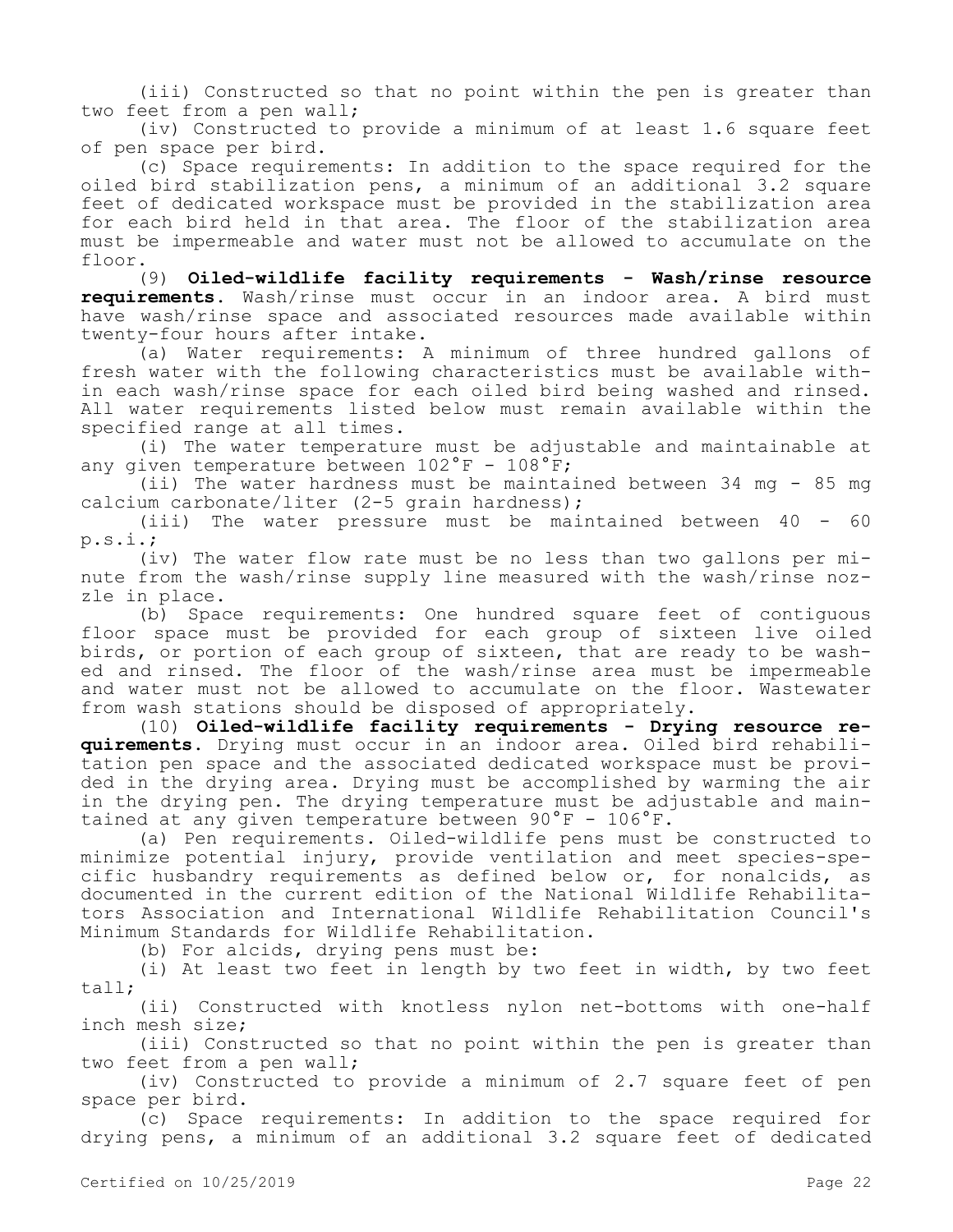(iii) Constructed so that no point within the pen is greater than two feet from a pen wall;

(iv) Constructed to provide a minimum of at least 1.6 square feet of pen space per bird.

(c) Space requirements: In addition to the space required for the oiled bird stabilization pens, a minimum of an additional 3.2 square feet of dedicated workspace must be provided in the stabilization area for each bird held in that area. The floor of the stabilization area must be impermeable and water must not be allowed to accumulate on the floor.

(9) **Oiled-wildlife facility requirements - Wash/rinse resource requirements.** Wash/rinse must occur in an indoor area. A bird must have wash/rinse space and associated resources made available within twenty-four hours after intake.

(a) Water requirements: A minimum of three hundred gallons of fresh water with the following characteristics must be available within each wash/rinse space for each oiled bird being washed and rinsed. All water requirements listed below must remain available within the specified range at all times.

(i) The water temperature must be adjustable and maintainable at any given temperature between 102°F - 108°F;

(ii) The water hardness must be maintained between 34 mg - 85 mg calcium carbonate/liter (2-5 grain hardness);

(iii) The water pressure must be maintained between 40 - 60 p.s.i.;

(iv) The water flow rate must be no less than two gallons per minute from the wash/rinse supply line measured with the wash/rinse nozzle in place.

(b) Space requirements: One hundred square feet of contiguous floor space must be provided for each group of sixteen live oiled birds, or portion of each group of sixteen, that are ready to be washed and rinsed. The floor of the wash/rinse area must be impermeable and water must not be allowed to accumulate on the floor. Wastewater from wash stations should be disposed of appropriately.

(10) **Oiled-wildlife facility requirements - Drying resource requirements.** Drying must occur in an indoor area. Oiled bird rehabilitation pen space and the associated dedicated workspace must be provided in the drying area. Drying must be accomplished by warming the air in the drying pen. The drying temperature must be adjustable and maintained at any given temperature between 90°F - 106°F.

(a) Pen requirements. Oiled-wildlife pens must be constructed to minimize potential injury, provide ventilation and meet species-specific husbandry requirements as defined below or, for nonalcids, as documented in the current edition of the National Wildlife Rehabilitators Association and International Wildlife Rehabilitation Council's Minimum Standards for Wildlife Rehabilitation.

(b) For alcids, drying pens must be:

(i) At least two feet in length by two feet in width, by two feet tall;

(ii) Constructed with knotless nylon net-bottoms with one-half inch mesh size;

(iii) Constructed so that no point within the pen is greater than two feet from a pen wall;

(iv) Constructed to provide a minimum of 2.7 square feet of pen space per bird.

(c) Space requirements: In addition to the space required for drying pens, a minimum of an additional 3.2 square feet of dedicated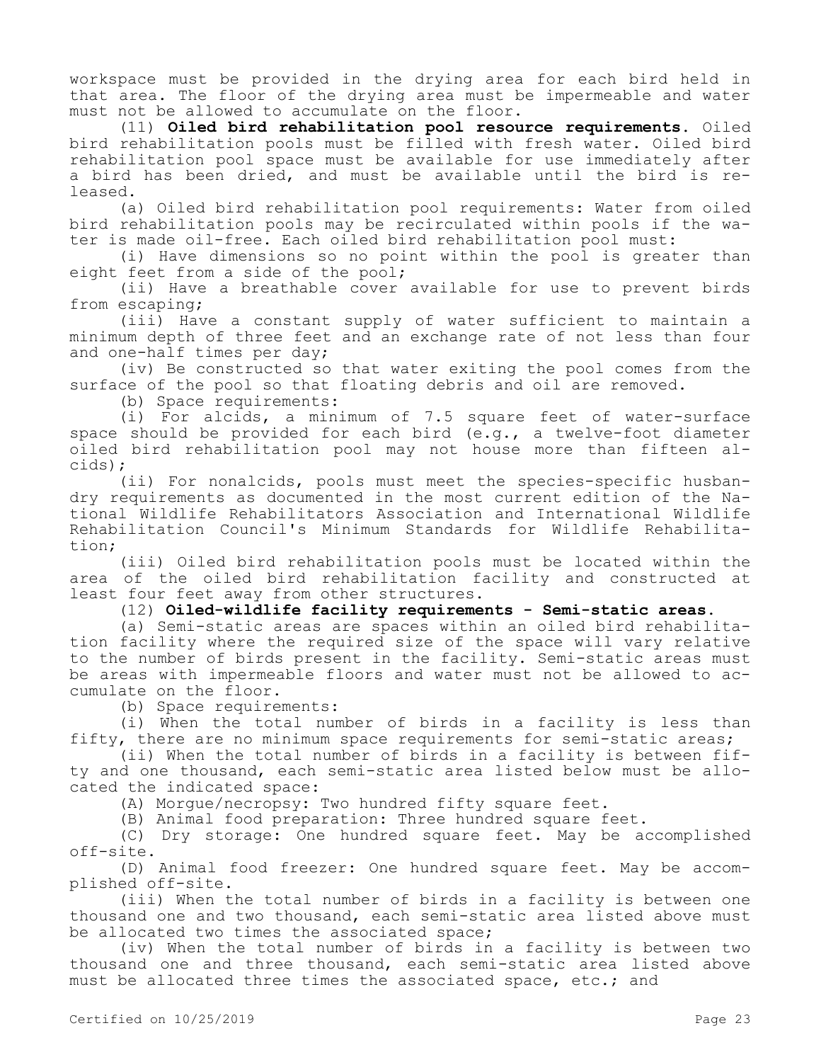workspace must be provided in the drying area for each bird held in that area. The floor of the drying area must be impermeable and water must not be allowed to accumulate on the floor.

(11) **Oiled bird rehabilitation pool resource requirements.** Oiled bird rehabilitation pools must be filled with fresh water. Oiled bird rehabilitation pool space must be available for use immediately after a bird has been dried, and must be available until the bird is released.

(a) Oiled bird rehabilitation pool requirements: Water from oiled bird rehabilitation pools may be recirculated within pools if the water is made oil-free. Each oiled bird rehabilitation pool must:

(i) Have dimensions so no point within the pool is greater than eight feet from a side of the pool;

(ii) Have a breathable cover available for use to prevent birds from escaping;

(iii) Have a constant supply of water sufficient to maintain a minimum depth of three feet and an exchange rate of not less than four and one-half times per day;

(iv) Be constructed so that water exiting the pool comes from the surface of the pool so that floating debris and oil are removed.

(b) Space requirements:

(i) For alcids, a minimum of 7.5 square feet of water-surface space should be provided for each bird (e.g., a twelve-foot diameter oiled bird rehabilitation pool may not house more than fifteen alcids);

(ii) For nonalcids, pools must meet the species-specific husbandry requirements as documented in the most current edition of the National Wildlife Rehabilitators Association and International Wildlife Rehabilitation Council's Minimum Standards for Wildlife Rehabilitation;

(iii) Oiled bird rehabilitation pools must be located within the area of the oiled bird rehabilitation facility and constructed at least four feet away from other structures.

(12) **Oiled-wildlife facility requirements - Semi-static areas.**

(a) Semi-static areas are spaces within an oiled bird rehabilitation facility where the required size of the space will vary relative to the number of birds present in the facility. Semi-static areas must be areas with impermeable floors and water must not be allowed to accumulate on the floor.

(b) Space requirements:

(i) When the total number of birds in a facility is less than fifty, there are no minimum space requirements for semi-static areas;

(ii) When the total number of birds in a facility is between fifty and one thousand, each semi-static area listed below must be allocated the indicated space:

(A) Morgue/necropsy: Two hundred fifty square feet.

(B) Animal food preparation: Three hundred square feet.

(C) Dry storage: One hundred square feet. May be accomplished off-site.

(D) Animal food freezer: One hundred square feet. May be accomplished off-site.

(iii) When the total number of birds in a facility is between one thousand one and two thousand, each semi-static area listed above must be allocated two times the associated space;

(iv) When the total number of birds in a facility is between two thousand one and three thousand, each semi-static area listed above must be allocated three times the associated space, etc.; and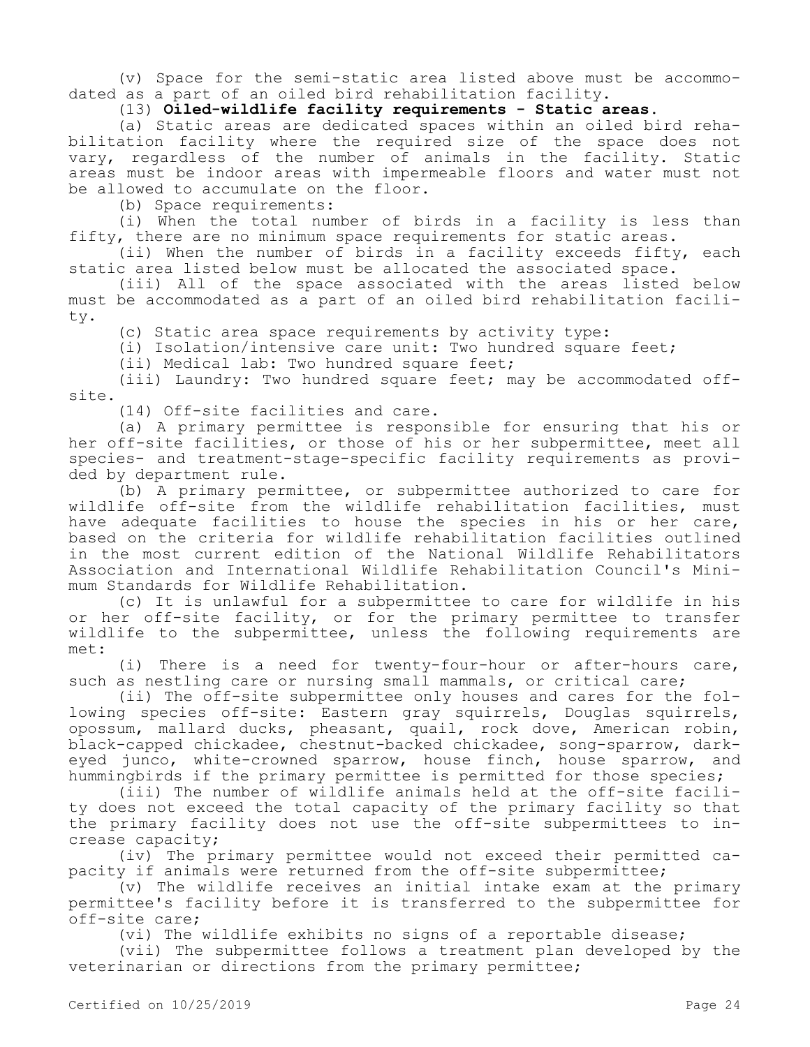(v) Space for the semi-static area listed above must be accommodated as a part of an oiled bird rehabilitation facility.

(13) **Oiled-wildlife facility requirements - Static areas.**

(a) Static areas are dedicated spaces within an oiled bird rehabilitation facility where the required size of the space does not vary, regardless of the number of animals in the facility. Static areas must be indoor areas with impermeable floors and water must not be allowed to accumulate on the floor.

(b) Space requirements:

(i) When the total number of birds in a facility is less than fifty, there are no minimum space requirements for static areas.

(ii) When the number of birds in a facility exceeds fifty, each static area listed below must be allocated the associated space.

(iii) All of the space associated with the areas listed below must be accommodated as a part of an oiled bird rehabilitation facility.

(c) Static area space requirements by activity type:

(i) Isolation/intensive care unit: Two hundred square feet;

(ii) Medical lab: Two hundred square feet;

(iii) Laundry: Two hundred square feet; may be accommodated off-site.

(14) Off-site facilities and care.

(a) A primary permittee is responsible for ensuring that his or her off-site facilities, or those of his or her subpermittee, meet all species- and treatment-stage-specific facility requirements as provided by department rule.

(b) A primary permittee, or subpermittee authorized to care for wildlife off-site from the wildlife rehabilitation facilities, must have adequate facilities to house the species in his or her care, based on the criteria for wildlife rehabilitation facilities outlined in the most current edition of the National Wildlife Rehabilitators Association and International Wildlife Rehabilitation Council's Minimum Standards for Wildlife Rehabilitation.

(c) It is unlawful for a subpermittee to care for wildlife in his or her off-site facility, or for the primary permittee to transfer wildlife to the subpermittee, unless the following requirements are met:

(i) There is a need for twenty-four-hour or after-hours care, such as nestling care or nursing small mammals, or critical care;

(ii) The off-site subpermittee only houses and cares for the following species off-site: Eastern gray squirrels, Douglas squirrels, opossum, mallard ducks, pheasant, quail, rock dove, American robin, black-capped chickadee, chestnut-backed chickadee, song-sparrow, dark-eyed junco, white-crowned sparrow, house finch, house sparrow, and hummingbirds if the primary permittee is permitted for those species;

(iii) The number of wildlife animals held at the off-site facility does not exceed the total capacity of the primary facility so that the primary facility does not use the off-site subpermittees to increase capacity;

(iv) The primary permittee would not exceed their permitted capacity if animals were returned from the off-site subpermittee;

(v) The wildlife receives an initial intake exam at the primary permittee's facility before it is transferred to the subpermittee for off-site care;

(vi) The wildlife exhibits no signs of a reportable disease;

(vii) The subpermittee follows a treatment plan developed by the veterinarian or directions from the primary permittee;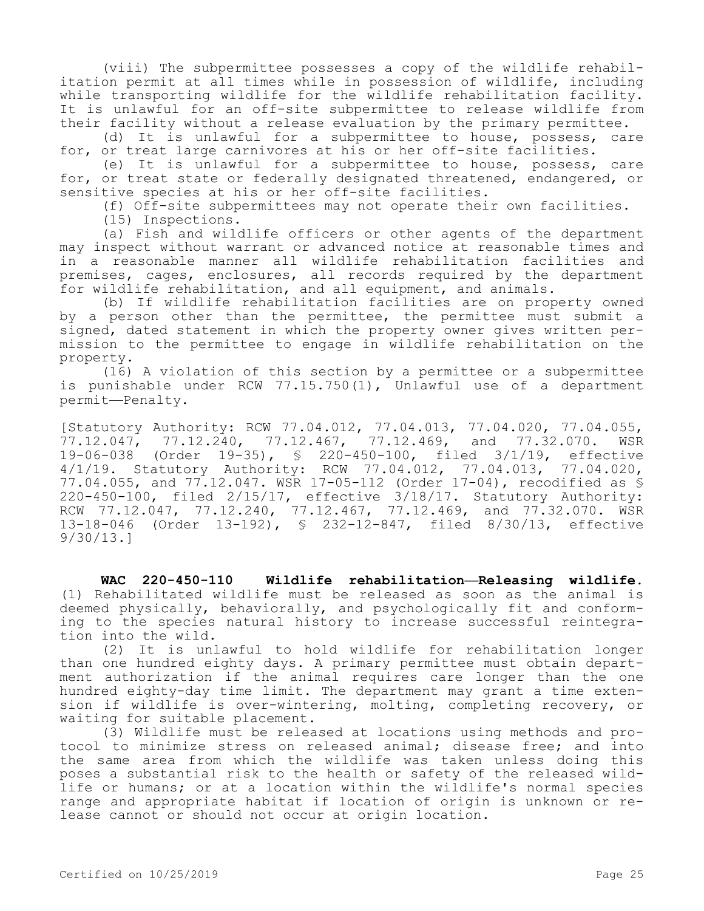(viii) The subpermittee possesses a copy of the wildlife rehabilitation permit at all times while in possession of wildlife, including while transporting wildlife for the wildlife rehabilitation facility. It is unlawful for an off-site subpermittee to release wildlife from their facility without a release evaluation by the primary permittee.

(d) It is unlawful for a subpermittee to house, possess, care for, or treat large carnivores at his or her off-site facilities.

(e) It is unlawful for a subpermittee to house, possess, care for, or treat state or federally designated threatened, endangered, or sensitive species at his or her off-site facilities.

(f) Off-site subpermittees may not operate their own facilities.

(15) Inspections.

(a) Fish and wildlife officers or other agents of the department may inspect without warrant or advanced notice at reasonable times and in a reasonable manner all wildlife rehabilitation facilities and premises, cages, enclosures, all records required by the department for wildlife rehabilitation, and all equipment, and animals.

(b) If wildlife rehabilitation facilities are on property owned by a person other than the permittee, the permittee must submit a signed, dated statement in which the property owner gives written permission to the permittee to engage in wildlife rehabilitation on the property.

(16) A violation of this section by a permittee or a subpermittee is punishable under RCW 77.15.750(1), Unlawful use of a department permit—Penalty.

[Statutory Authority: RCW 77.04.012, 77.04.013, 77.04.020, 77.04.055, 77.12.047, 77.12.240, 77.12.467, 77.12.469, and 77.32.070. WSR 19-06-038 (Order 19-35), § 220-450-100, filed 3/1/19, effective 4/1/19. Statutory Authority: RCW 77.04.012, 77.04.013, 77.04.020, 77.04.055, and 77.12.047. WSR 17-05-112 (Order 17-04), recodified as § 220-450-100, filed 2/15/17, effective 3/18/17. Statutory Authority: RCW 77.12.047, 77.12.240, 77.12.467, 77.12.469, and 77.32.070. WSR 13-18-046 (Order 13-192), § 232-12-847, filed 8/30/13, effective 9/30/13.]

**WAC 220-450-110 Wildlife rehabilitation—Releasing wildlife.** (1) Rehabilitated wildlife must be released as soon as the animal is deemed physically, behaviorally, and psychologically fit and conforming to the species natural history to increase successful reintegration into the wild.

(2) It is unlawful to hold wildlife for rehabilitation longer than one hundred eighty days. A primary permittee must obtain department authorization if the animal requires care longer than the one hundred eighty-day time limit. The department may grant a time extension if wildlife is over-wintering, molting, completing recovery, or waiting for suitable placement.

(3) Wildlife must be released at locations using methods and protocol to minimize stress on released animal; disease free; and into the same area from which the wildlife was taken unless doing this poses a substantial risk to the health or safety of the released wildlife or humans; or at a location within the wildlife's normal species range and appropriate habitat if location of origin is unknown or release cannot or should not occur at origin location.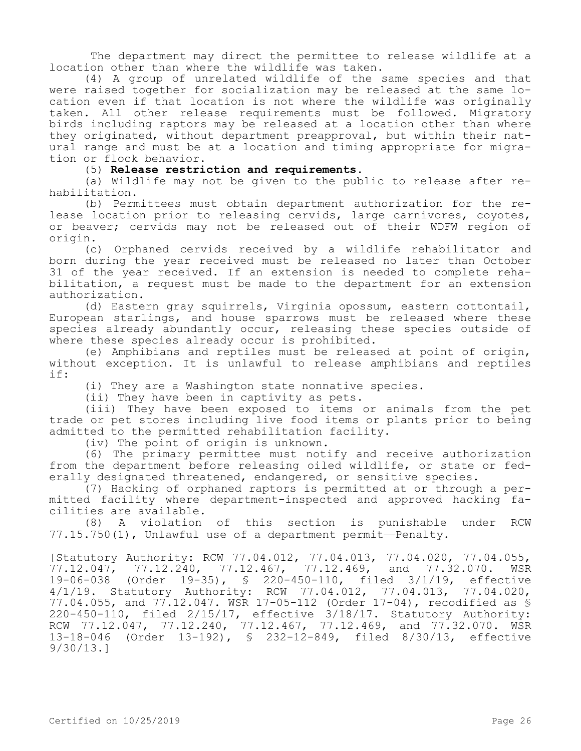The department may direct the permittee to release wildlife at a location other than where the wildlife was taken.

(4) A group of unrelated wildlife of the same species and that were raised together for socialization may be released at the same location even if that location is not where the wildlife was originally taken. All other release requirements must be followed. Migratory birds including raptors may be released at a location other than where they originated, without department preapproval, but within their natural range and must be at a location and timing appropriate for migration or flock behavior.

(5) **Release restriction and requirements.**

(a) Wildlife may not be given to the public to release after rehabilitation.

(b) Permittees must obtain department authorization for the release location prior to releasing cervids, large carnivores, coyotes, or beaver; cervids may not be released out of their WDFW region of origin.

(c) Orphaned cervids received by a wildlife rehabilitator and born during the year received must be released no later than October 31 of the year received. If an extension is needed to complete rehabilitation, a request must be made to the department for an extension authorization.

(d) Eastern gray squirrels, Virginia opossum, eastern cottontail, European starlings, and house sparrows must be released where these species already abundantly occur, releasing these species outside of where these species already occur is prohibited.

(e) Amphibians and reptiles must be released at point of origin, without exception. It is unlawful to release amphibians and reptiles if:

(i) They are a Washington state nonnative species.

(ii) They have been in captivity as pets.

(iii) They have been exposed to items or animals from the pet trade or pet stores including live food items or plants prior to being admitted to the permitted rehabilitation facility.

(iv) The point of origin is unknown.

(6) The primary permittee must notify and receive authorization from the department before releasing oiled wildlife, or state or federally designated threatened, endangered, or sensitive species.

(7) Hacking of orphaned raptors is permitted at or through a permitted facility where department-inspected and approved hacking facilities are available.

(8) A violation of this section is punishable under RCW 77.15.750(1), Unlawful use of a department permit—Penalty.

[Statutory Authority: RCW 77.04.012, 77.04.013, 77.04.020, 77.04.055, 77.12.047, 77.12.240, 77.12.467, 77.12.469, and 77.32.070. WSR 19-06-038 (Order 19-35), § 220-450-110, filed 3/1/19, effective 4/1/19. Statutory Authority: RCW 77.04.012, 77.04.013, 77.04.020, 77.04.055, and 77.12.047. WSR 17-05-112 (Order 17-04), recodified as § 220-450-110, filed 2/15/17, effective 3/18/17. Statutory Authority: RCW 77.12.047, 77.12.240, 77.12.467, 77.12.469, and 77.32.070. WSR 13-18-046 (Order 13-192), § 232-12-849, filed 8/30/13, effective 9/30/13.]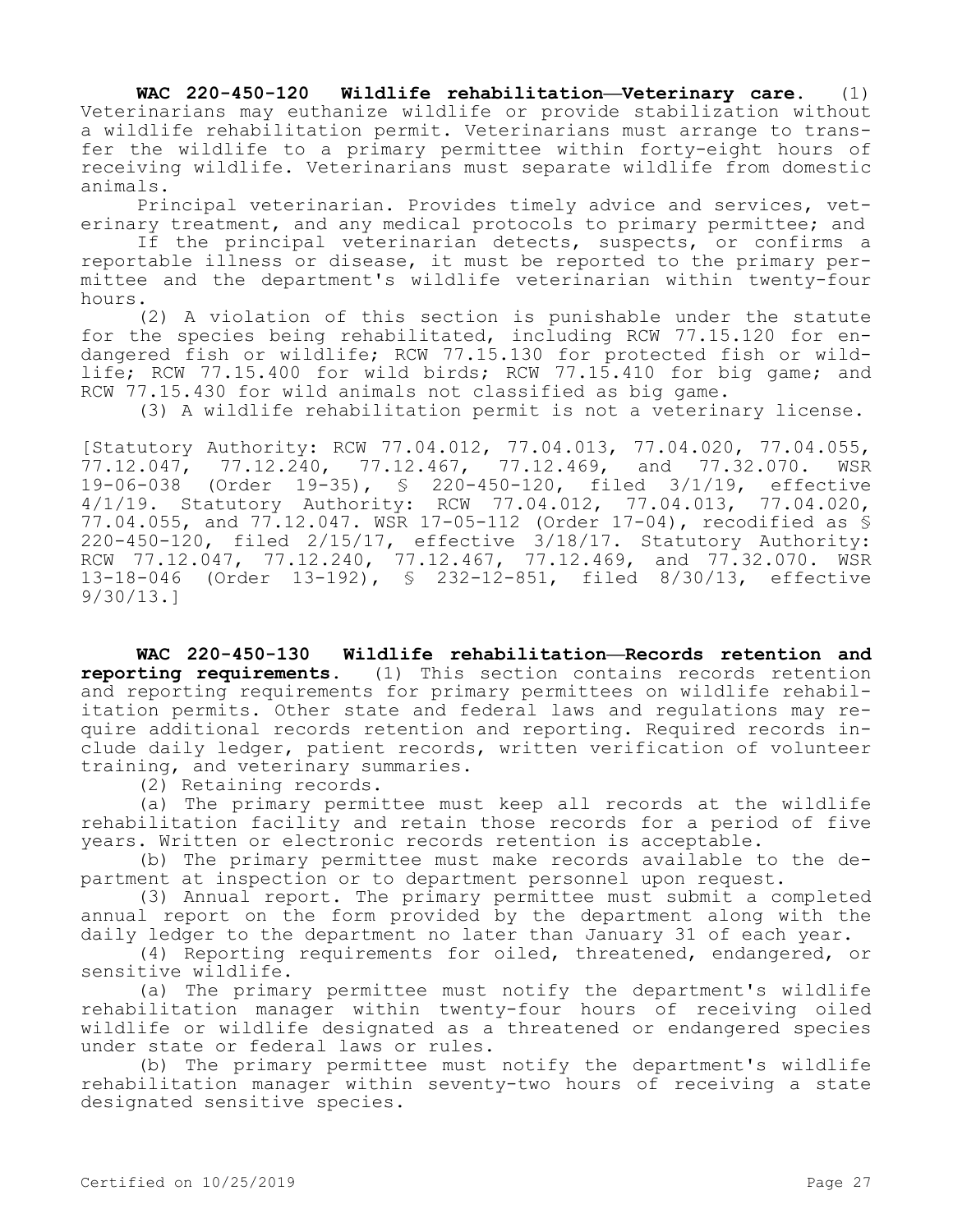**WAC 220-450-120 Wildlife rehabilitation—Veterinary care.** (1) Veterinarians may euthanize wildlife or provide stabilization without a wildlife rehabilitation permit. Veterinarians must arrange to transfer the wildlife to a primary permittee within forty-eight hours of receiving wildlife. Veterinarians must separate wildlife from domestic animals.

Principal veterinarian. Provides timely advice and services, veterinary treatment, and any medical protocols to primary permittee; and

If the principal veterinarian detects, suspects, or confirms a reportable illness or disease, it must be reported to the primary permittee and the department's wildlife veterinarian within twenty-four hours.

(2) A violation of this section is punishable under the statute for the species being rehabilitated, including RCW 77.15.120 for endangered fish or wildlife; RCW 77.15.130 for protected fish or wildlife; RCW 77.15.400 for wild birds; RCW 77.15.410 for big game; and RCW 77.15.430 for wild animals not classified as big game.

(3) A wildlife rehabilitation permit is not a veterinary license.

[Statutory Authority: RCW 77.04.012, 77.04.013, 77.04.020, 77.04.055, 77.12.047, 77.12.240, 77.12.467, 77.12.469, and 77.32.070. WSR 19-06-038 (Order 19-35), § 220-450-120, filed 3/1/19, effective 4/1/19. Statutory Authority: RCW 77.04.012, 77.04.013, 77.04.020, 77.04.055, and 77.12.047. WSR 17-05-112 (Order 17-04), recodified as § 220-450-120, filed 2/15/17, effective 3/18/17. Statutory Authority: RCW 77.12.047, 77.12.240, 77.12.467, 77.12.469, and 77.32.070. WSR 13-18-046 (Order 13-192), § 232-12-851, filed 8/30/13, effective 9/30/13.]

**WAC 220-450-130 Wildlife rehabilitation—Records retention and reporting requirements.** (1) This section contains records retention and reporting requirements for primary permittees on wildlife rehabilitation permits. Other state and federal laws and regulations may require additional records retention and reporting. Required records include daily ledger, patient records, written verification of volunteer training, and veterinary summaries.

(2) Retaining records.

(a) The primary permittee must keep all records at the wildlife rehabilitation facility and retain those records for a period of five years. Written or electronic records retention is acceptable.

(b) The primary permittee must make records available to the department at inspection or to department personnel upon request.

(3) Annual report. The primary permittee must submit a completed annual report on the form provided by the department along with the daily ledger to the department no later than January 31 of each year.

(4) Reporting requirements for oiled, threatened, endangered, or sensitive wildlife.

(a) The primary permittee must notify the department's wildlife rehabilitation manager within twenty-four hours of receiving oiled wildlife or wildlife designated as a threatened or endangered species under state or federal laws or rules.

(b) The primary permittee must notify the department's wildlife rehabilitation manager within seventy-two hours of receiving a state designated sensitive species.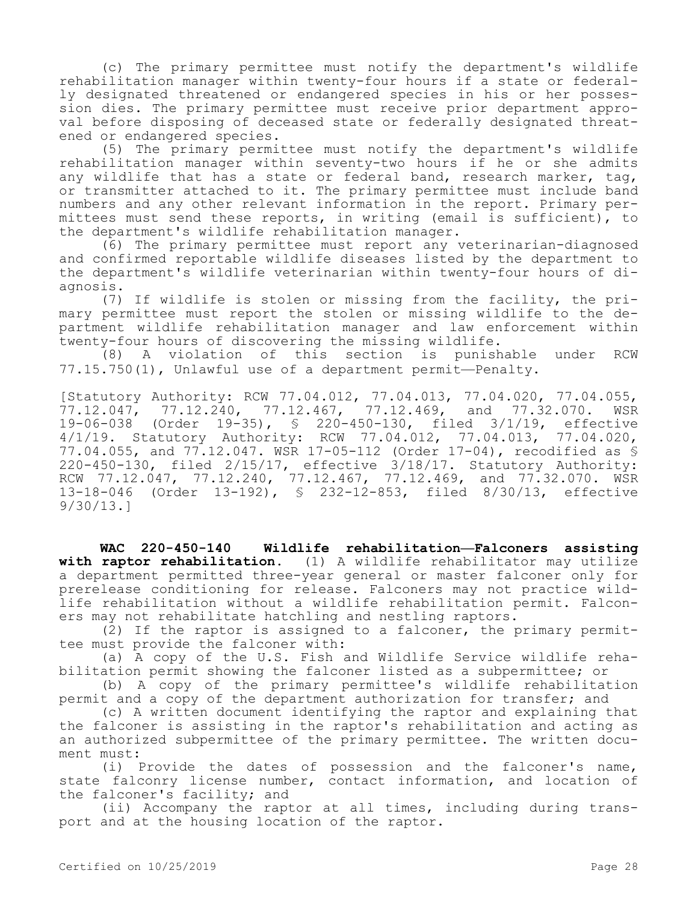(c) The primary permittee must notify the department's wildlife rehabilitation manager within twenty-four hours if a state or federally designated threatened or endangered species in his or her possession dies. The primary permittee must receive prior department approval before disposing of deceased state or federally designated threatened or endangered species.

(5) The primary permittee must notify the department's wildlife rehabilitation manager within seventy-two hours if he or she admits any wildlife that has a state or federal band, research marker, tag, or transmitter attached to it. The primary permittee must include band numbers and any other relevant information in the report. Primary permittees must send these reports, in writing (email is sufficient), to the department's wildlife rehabilitation manager.

(6) The primary permittee must report any veterinarian-diagnosed and confirmed reportable wildlife diseases listed by the department to the department's wildlife veterinarian within twenty-four hours of diagnosis.

(7) If wildlife is stolen or missing from the facility, the primary permittee must report the stolen or missing wildlife to the department wildlife rehabilitation manager and law enforcement within twenty-four hours of discovering the missing wildlife.

(8) A violation of this section is punishable under RCW 77.15.750(1), Unlawful use of a department permit—Penalty.

[Statutory Authority: RCW 77.04.012, 77.04.013, 77.04.020, 77.04.055, 77.12.047, 77.12.240, 77.12.467, 77.12.469, and 77.32.070. WSR 19-06-038 (Order 19-35), § 220-450-130, filed 3/1/19, effective 4/1/19. Statutory Authority: RCW 77.04.012, 77.04.013, 77.04.020, 77.04.055, and 77.12.047. WSR 17-05-112 (Order 17-04), recodified as § 220-450-130, filed 2/15/17, effective 3/18/17. Statutory Authority: RCW 77.12.047, 77.12.240, 77.12.467, 77.12.469, and 77.32.070. WSR 13-18-046 (Order 13-192), § 232-12-853, filed 8/30/13, effective 9/30/13.]

**WAC 220-450-140 Wildlife rehabilitation—Falconers assisting with raptor rehabilitation.** (1) A wildlife rehabilitator may utilize a department permitted three-year general or master falconer only for prerelease conditioning for release. Falconers may not practice wildlife rehabilitation without a wildlife rehabilitation permit. Falconers may not rehabilitate hatchling and nestling raptors.

(2) If the raptor is assigned to a falconer, the primary permittee must provide the falconer with:

(a) A copy of the U.S. Fish and Wildlife Service wildlife rehabilitation permit showing the falconer listed as a subpermittee; or

(b) A copy of the primary permittee's wildlife rehabilitation permit and a copy of the department authorization for transfer; and

(c) A written document identifying the raptor and explaining that the falconer is assisting in the raptor's rehabilitation and acting as an authorized subpermittee of the primary permittee. The written document must:

(i) Provide the dates of possession and the falconer's name, state falconry license number, contact information, and location of the falconer's facility; and

(ii) Accompany the raptor at all times, including during transport and at the housing location of the raptor.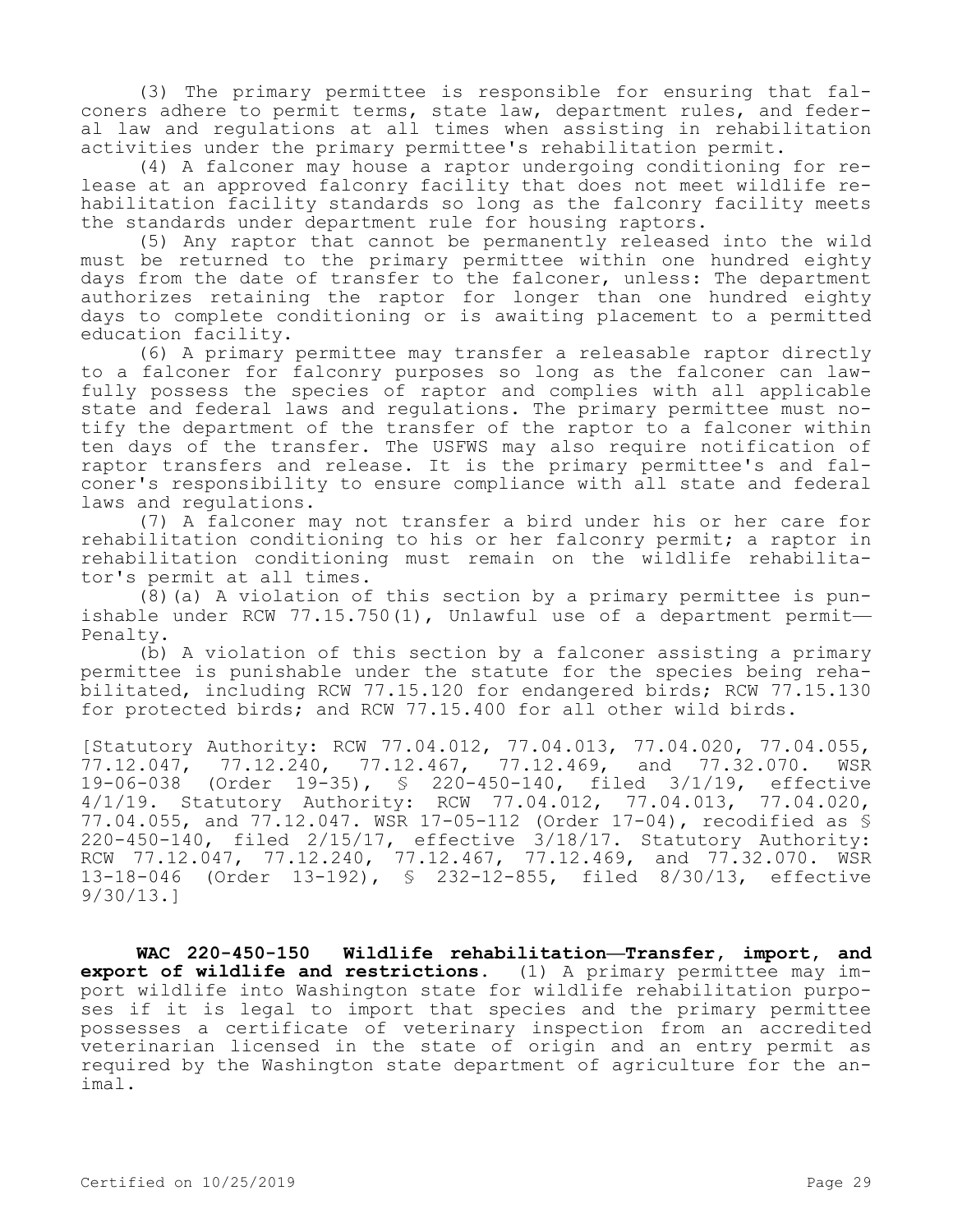(3) The primary permittee is responsible for ensuring that falconers adhere to permit terms, state law, department rules, and federal law and regulations at all times when assisting in rehabilitation activities under the primary permittee's rehabilitation permit.

(4) A falconer may house a raptor undergoing conditioning for release at an approved falconry facility that does not meet wildlife rehabilitation facility standards so long as the falconry facility meets the standards under department rule for housing raptors.

(5) Any raptor that cannot be permanently released into the wild must be returned to the primary permittee within one hundred eighty days from the date of transfer to the falconer, unless: The department authorizes retaining the raptor for longer than one hundred eighty days to complete conditioning or is awaiting placement to a permitted education facility.

(6) A primary permittee may transfer a releasable raptor directly to a falconer for falconry purposes so long as the falconer can lawfully possess the species of raptor and complies with all applicable state and federal laws and regulations. The primary permittee must notify the department of the transfer of the raptor to a falconer within ten days of the transfer. The USFWS may also require notification of raptor transfers and release. It is the primary permittee's and falconer's responsibility to ensure compliance with all state and federal laws and regulations.

(7) A falconer may not transfer a bird under his or her care for rehabilitation conditioning to his or her falconry permit; a raptor in rehabilitation conditioning must remain on the wildlife rehabilitator's permit at all times.

(8)(a) A violation of this section by a primary permittee is punishable under RCW 77.15.750(1), Unlawful use of a department permit—Penalty.

(b) A violation of this section by a falconer assisting a primary permittee is punishable under the statute for the species being rehabilitated, including RCW 77.15.120 for endangered birds; RCW 77.15.130 for protected birds; and RCW 77.15.400 for all other wild birds.

[Statutory Authority: RCW 77.04.012, 77.04.013, 77.04.020, 77.04.055, 77.12.047, 77.12.240, 77.12.467, 77.12.469, and 77.32.070. WSR 19-06-038 (Order 19-35), § 220-450-140, filed 3/1/19, effective 4/1/19. Statutory Authority: RCW 77.04.012, 77.04.013, 77.04.020, 77.04.055, and 77.12.047. WSR 17-05-112 (Order 17-04), recodified as § 220-450-140, filed 2/15/17, effective 3/18/17. Statutory Authority: RCW 77.12.047, 77.12.240, 77.12.467, 77.12.469, and 77.32.070. WSR 13-18-046 (Order 13-192), § 232-12-855, filed 8/30/13, effective 9/30/13.]

**WAC 220-450-150 Wildlife rehabilitation—Transfer, import, and export of wildlife and restrictions.** (1) A primary permittee may import wildlife into Washington state for wildlife rehabilitation purposes if it is legal to import that species and the primary permittee possesses a certificate of veterinary inspection from an accredited veterinarian licensed in the state of origin and an entry permit as required by the Washington state department of agriculture for the animal.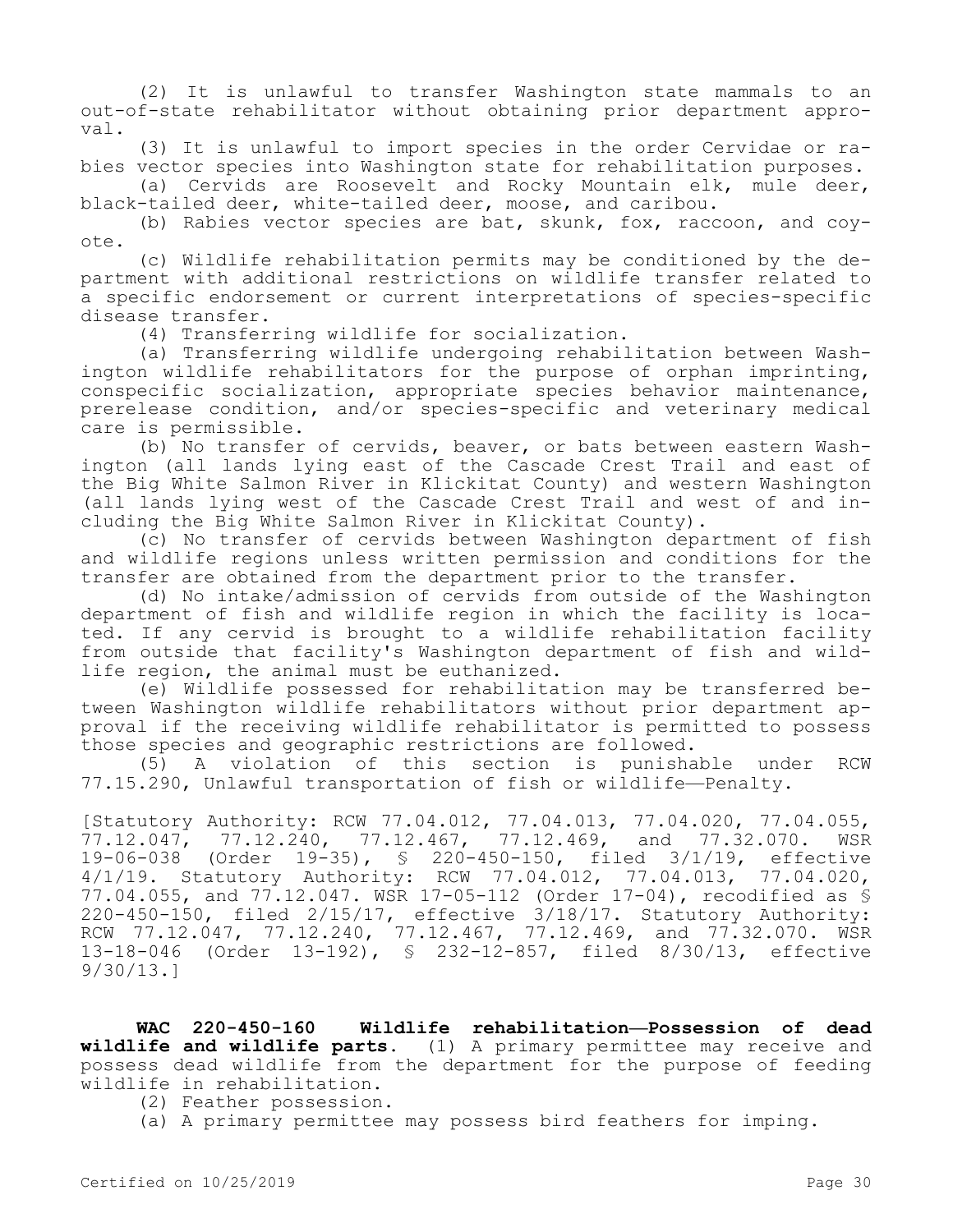(2) It is unlawful to transfer Washington state mammals to an out-of-state rehabilitator without obtaining prior department approval.

(3) It is unlawful to import species in the order Cervidae or rabies vector species into Washington state for rehabilitation purposes.

(a) Cervids are Roosevelt and Rocky Mountain elk, mule deer, black-tailed deer, white-tailed deer, moose, and caribou.

(b) Rabies vector species are bat, skunk, fox, raccoon, and coyote.

(c) Wildlife rehabilitation permits may be conditioned by the department with additional restrictions on wildlife transfer related to a specific endorsement or current interpretations of species-specific disease transfer.

(4) Transferring wildlife for socialization.

(a) Transferring wildlife undergoing rehabilitation between Washington wildlife rehabilitators for the purpose of orphan imprinting, conspecific socialization, appropriate species behavior maintenance, prerelease condition, and/or species-specific and veterinary medical care is permissible.

(b) No transfer of cervids, beaver, or bats between eastern Washington (all lands lying east of the Cascade Crest Trail and east of the Big White Salmon River in Klickitat County) and western Washington (all lands lying west of the Cascade Crest Trail and west of and including the Big White Salmon River in Klickitat County).

(c) No transfer of cervids between Washington department of fish and wildlife regions unless written permission and conditions for the transfer are obtained from the department prior to the transfer.

(d) No intake/admission of cervids from outside of the Washington department of fish and wildlife region in which the facility is located. If any cervid is brought to a wildlife rehabilitation facility from outside that facility's Washington department of fish and wildlife region, the animal must be euthanized.

(e) Wildlife possessed for rehabilitation may be transferred between Washington wildlife rehabilitators without prior department approval if the receiving wildlife rehabilitator is permitted to possess those species and geographic restrictions are followed.

(5) A violation of this section is punishable under RCW 77.15.290, Unlawful transportation of fish or wildlife—Penalty.

[Statutory Authority: RCW 77.04.012, 77.04.013, 77.04.020, 77.04.055, 77.12.047, 77.12.240, 77.12.467, 77.12.469, and 77.32.070. WSR 19-06-038 (Order 19-35), § 220-450-150, filed 3/1/19, effective 4/1/19. Statutory Authority: RCW 77.04.012, 77.04.013, 77.04.020, 77.04.055, and 77.12.047. WSR 17-05-112 (Order 17-04), recodified as § 220-450-150, filed 2/15/17, effective 3/18/17. Statutory Authority: RCW 77.12.047, 77.12.240, 77.12.467, 77.12.469, and 77.32.070. WSR 13-18-046 (Order 13-192), § 232-12-857, filed 8/30/13, effective 9/30/13.]

**WAC 220-450-160 Wildlife rehabilitation—Possession of dead wildlife and wildlife parts.** (1) A primary permittee may receive and possess dead wildlife from the department for the purpose of feeding wildlife in rehabilitation.

(2) Feather possession.

(a) A primary permittee may possess bird feathers for imping.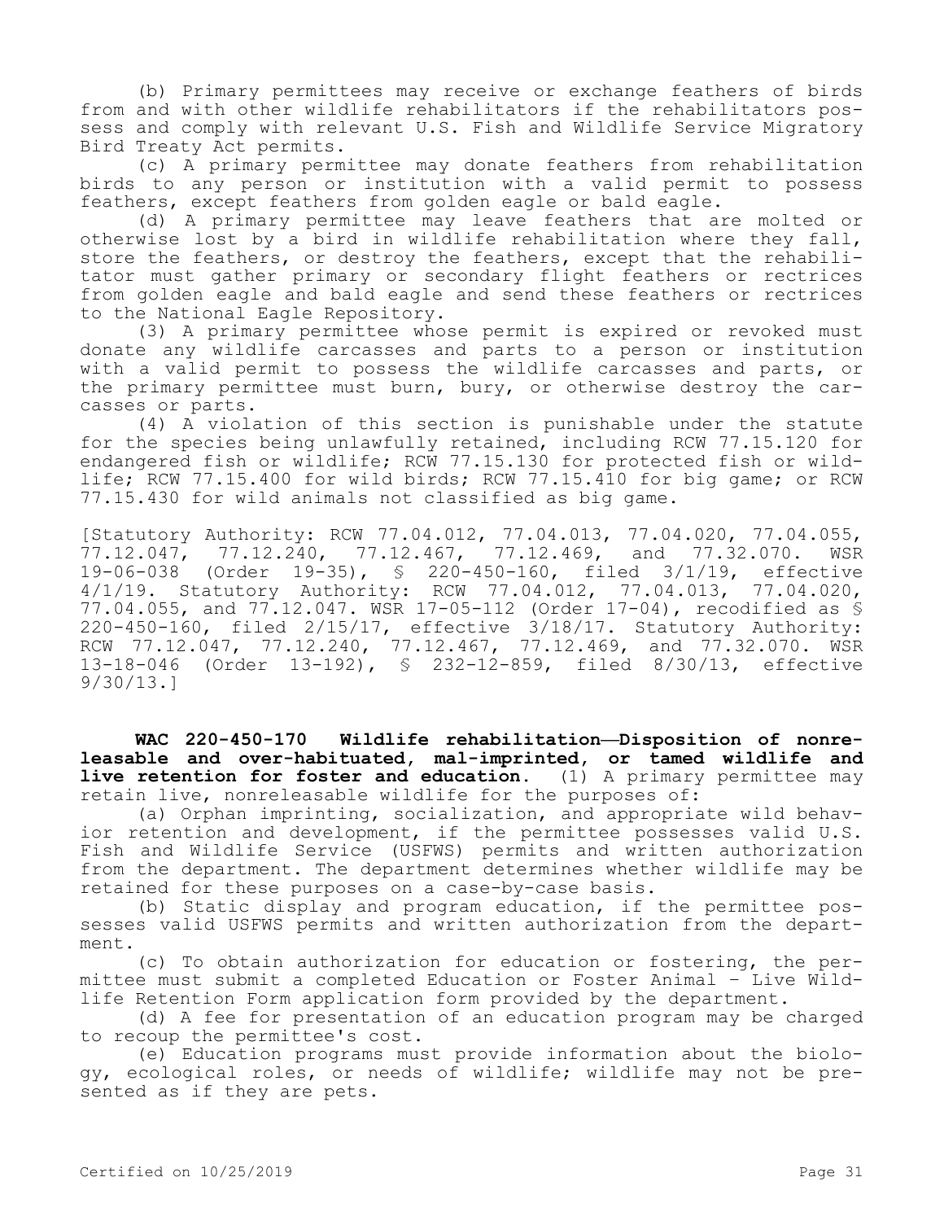(b) Primary permittees may receive or exchange feathers of birds from and with other wildlife rehabilitators if the rehabilitators possess and comply with relevant U.S. Fish and Wildlife Service Migratory Bird Treaty Act permits.

(c) A primary permittee may donate feathers from rehabilitation birds to any person or institution with a valid permit to possess feathers, except feathers from golden eagle or bald eagle.

(d) A primary permittee may leave feathers that are molted or otherwise lost by a bird in wildlife rehabilitation where they fall, store the feathers, or destroy the feathers, except that the rehabilitator must gather primary or secondary flight feathers or rectrices from golden eagle and bald eagle and send these feathers or rectrices to the National Eagle Repository.

(3) A primary permittee whose permit is expired or revoked must donate any wildlife carcasses and parts to a person or institution with a valid permit to possess the wildlife carcasses and parts, or the primary permittee must burn, bury, or otherwise destroy the carcasses or parts.

(4) A violation of this section is punishable under the statute for the species being unlawfully retained, including RCW 77.15.120 for endangered fish or wildlife; RCW 77.15.130 for protected fish or wildlife; RCW 77.15.400 for wild birds; RCW 77.15.410 for big game; or RCW 77.15.430 for wild animals not classified as big game.

[Statutory Authority: RCW 77.04.012, 77.04.013, 77.04.020, 77.04.055, 77.12.047, 77.12.240, 77.12.467, 77.12.469, and 77.32.070. WSR 19-06-038 (Order 19-35), § 220-450-160, filed 3/1/19, effective 4/1/19. Statutory Authority: RCW 77.04.012, 77.04.013, 77.04.020, 77.04.055, and 77.12.047. WSR 17-05-112 (Order 17-04), recodified as § 220-450-160, filed 2/15/17, effective 3/18/17. Statutory Authority: RCW 77.12.047, 77.12.240, 77.12.467, 77.12.469, and 77.32.070. WSR 13-18-046 (Order 13-192), § 232-12-859, filed 8/30/13, effective 9/30/13.]

**WAC 220-450-170 Wildlife rehabilitation—Disposition of nonreleasable and over-habituated, mal-imprinted, or tamed wildlife and live retention for foster and education.** (1) A primary permittee may retain live, nonreleasable wildlife for the purposes of:

(a) Orphan imprinting, socialization, and appropriate wild behavior retention and development, if the permittee possesses valid U.S. Fish and Wildlife Service (USFWS) permits and written authorization from the department. The department determines whether wildlife may be retained for these purposes on a case-by-case basis.

(b) Static display and program education, if the permittee possesses valid USFWS permits and written authorization from the department.

(c) To obtain authorization for education or fostering, the permittee must submit a completed Education or Foster Animal - Live Wildlife Retention Form application form provided by the department.

(d) A fee for presentation of an education program may be charged to recoup the permittee's cost.

(e) Education programs must provide information about the biology, ecological roles, or needs of wildlife; wildlife may not be presented as if they are pets.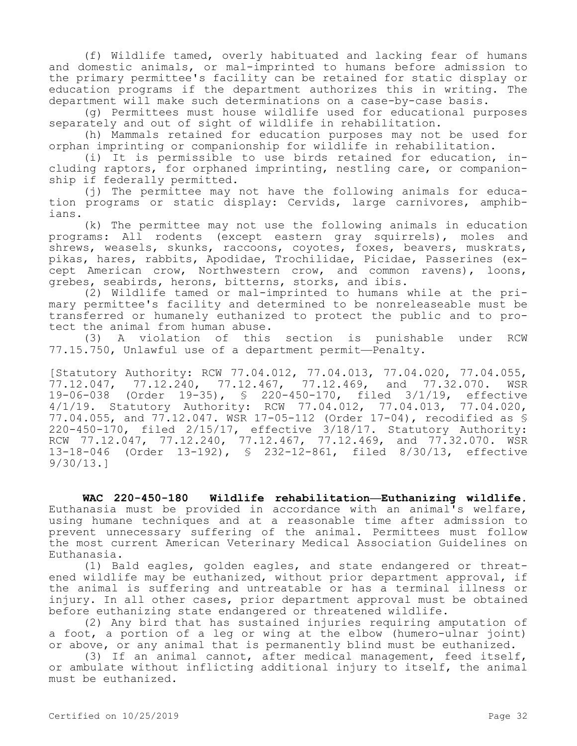(f) Wildlife tamed, overly habituated and lacking fear of humans and domestic animals, or mal-imprinted to humans before admission to the primary permittee's facility can be retained for static display or education programs if the department authorizes this in writing. The department will make such determinations on a case-by-case basis.

(g) Permittees must house wildlife used for educational purposes separately and out of sight of wildlife in rehabilitation.

(h) Mammals retained for education purposes may not be used for orphan imprinting or companionship for wildlife in rehabilitation.

(i) It is permissible to use birds retained for education, including raptors, for orphaned imprinting, nestling care, or companionship if federally permitted.

(j) The permittee may not have the following animals for education programs or static display: Cervids, large carnivores, amphibians.

(k) The permittee may not use the following animals in education programs: All rodents (except eastern gray squirrels), moles and shrews, weasels, skunks, raccoons, coyotes, foxes, beavers, muskrats, pikas, hares, rabbits, Apodidae, Trochilidae, Picidae, Passerines (except American crow, Northwestern crow, and common ravens), loons, grebes, seabirds, herons, bitterns, storks, and ibis.

(2) Wildlife tamed or mal-imprinted to humans while at the primary permittee's facility and determined to be nonreleaseable must be transferred or humanely euthanized to protect the public and to protect the animal from human abuse.

(3) A violation of this section is punishable under RCW 77.15.750, Unlawful use of a department permit—Penalty.

[Statutory Authority: RCW 77.04.012, 77.04.013, 77.04.020, 77.04.055, 77.12.047, 77.12.240, 77.12.467, 77.12.469, and 77.32.070. WSR 19-06-038 (Order 19-35), § 220-450-170, filed 3/1/19, effective 4/1/19. Statutory Authority: RCW 77.04.012, 77.04.013, 77.04.020, 77.04.055, and 77.12.047. WSR 17-05-112 (Order 17-04), recodified as § 220-450-170, filed 2/15/17, effective 3/18/17. Statutory Authority: RCW 77.12.047, 77.12.240, 77.12.467, 77.12.469, and 77.32.070. WSR 13-18-046 (Order 13-192), § 232-12-861, filed 8/30/13, effective 9/30/13.]

**WAC 220-450-180 Wildlife rehabilitation—Euthanizing wildlife.** Euthanasia must be provided in accordance with an animal's welfare, using humane techniques and at a reasonable time after admission to prevent unnecessary suffering of the animal. Permittees must follow the most current American Veterinary Medical Association Guidelines on Euthanasia.

(1) Bald eagles, golden eagles, and state endangered or threatened wildlife may be euthanized, without prior department approval, if the animal is suffering and untreatable or has a terminal illness or injury. In all other cases, prior department approval must be obtained before euthanizing state endangered or threatened wildlife.

(2) Any bird that has sustained injuries requiring amputation of a foot, a portion of a leg or wing at the elbow (humero-ulnar joint) or above, or any animal that is permanently blind must be euthanized.

(3) If an animal cannot, after medical management, feed itself, or ambulate without inflicting additional injury to itself, the animal must be euthanized.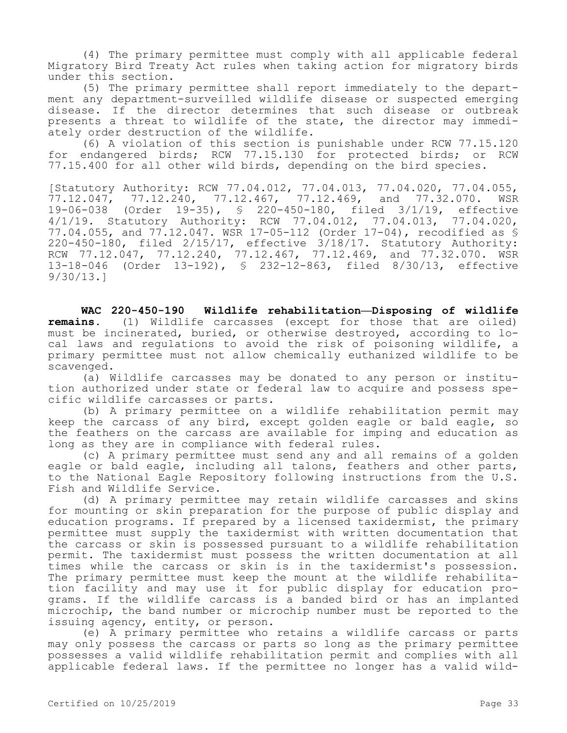(4) The primary permittee must comply with all applicable federal Migratory Bird Treaty Act rules when taking action for migratory birds under this section.

(5) The primary permittee shall report immediately to the department any department-surveilled wildlife disease or suspected emerging disease. If the director determines that such disease or outbreak presents a threat to wildlife of the state, the director may immediately order destruction of the wildlife.

(6) A violation of this section is punishable under RCW 77.15.120 for endangered birds; RCW 77.15.130 for protected birds; or RCW 77.15.400 for all other wild birds, depending on the bird species.

[Statutory Authority: RCW 77.04.012, 77.04.013, 77.04.020, 77.04.055, 77.12.047, 77.12.240, 77.12.467, 77.12.469, and 77.32.070. WSR 19-06-038 (Order 19-35), § 220-450-180, filed 3/1/19, effective 4/1/19. Statutory Authority: RCW 77.04.012, 77.04.013, 77.04.020, 77.04.055, and 77.12.047. WSR 17-05-112 (Order 17-04), recodified as § 220-450-180, filed 2/15/17, effective 3/18/17. Statutory Authority: RCW 77.12.047, 77.12.240, 77.12.467, 77.12.469, and 77.32.070. WSR 13-18-046 (Order 13-192), § 232-12-863, filed 8/30/13, effective 9/30/13.]

**WAC 220-450-190 Wildlife rehabilitation—Disposing of wildlife remains.** (1) Wildlife carcasses (except for those that are oiled) must be incinerated, buried, or otherwise destroyed, according to local laws and regulations to avoid the risk of poisoning wildlife, a primary permittee must not allow chemically euthanized wildlife to be scavenged.

(a) Wildlife carcasses may be donated to any person or institution authorized under state or federal law to acquire and possess specific wildlife carcasses or parts.

(b) A primary permittee on a wildlife rehabilitation permit may keep the carcass of any bird, except golden eagle or bald eagle, so the feathers on the carcass are available for imping and education as long as they are in compliance with federal rules.

(c) A primary permittee must send any and all remains of a golden eagle or bald eagle, including all talons, feathers and other parts, to the National Eagle Repository following instructions from the U.S. Fish and Wildlife Service.

(d) A primary permittee may retain wildlife carcasses and skins for mounting or skin preparation for the purpose of public display and education programs. If prepared by a licensed taxidermist, the primary permittee must supply the taxidermist with written documentation that the carcass or skin is possessed pursuant to a wildlife rehabilitation permit. The taxidermist must possess the written documentation at all times while the carcass or skin is in the taxidermist's possession. The primary permittee must keep the mount at the wildlife rehabilitation facility and may use it for public display for education programs. If the wildlife carcass is a banded bird or has an implanted microchip, the band number or microchip number must be reported to the issuing agency, entity, or person.

(e) A primary permittee who retains a wildlife carcass or parts may only possess the carcass or parts so long as the primary permittee possesses a valid wildlife rehabilitation permit and complies with all applicable federal laws. If the permittee no longer has a valid wild-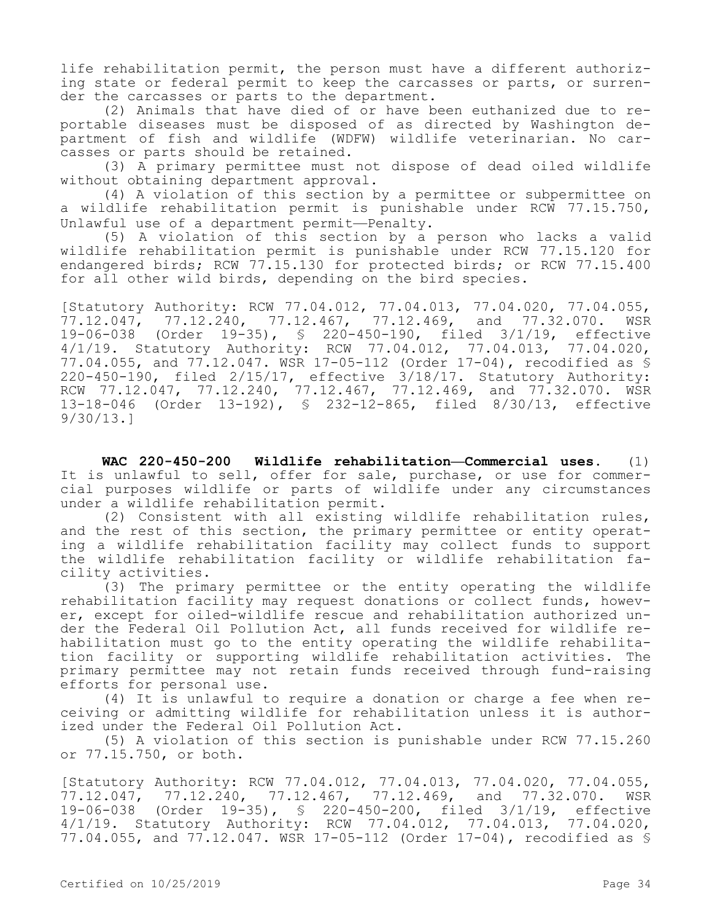life rehabilitation permit, the person must have a different authorizing state or federal permit to keep the carcasses or parts, or surrender the carcasses or parts to the department.

(2) Animals that have died of or have been euthanized due to reportable diseases must be disposed of as directed by Washington department of fish and wildlife (WDFW) wildlife veterinarian. No carcasses or parts should be retained.

(3) A primary permittee must not dispose of dead oiled wildlife without obtaining department approval.

(4) A violation of this section by a permittee or subpermittee on a wildlife rehabilitation permit is punishable under RCW 77.15.750, Unlawful use of a department permit—Penalty.

(5) A violation of this section by a person who lacks a valid wildlife rehabilitation permit is punishable under RCW 77.15.120 for endangered birds; RCW 77.15.130 for protected birds; or RCW 77.15.400 for all other wild birds, depending on the bird species.

[Statutory Authority: RCW 77.04.012, 77.04.013, 77.04.020, 77.04.055, 77.12.047, 77.12.240, 77.12.467, 77.12.469, and 77.32.070. WSR 19-06-038 (Order 19-35), § 220-450-190, filed 3/1/19, effective 4/1/19. Statutory Authority: RCW 77.04.012, 77.04.013, 77.04.020, 77.04.055, and 77.12.047. WSR 17-05-112 (Order 17-04), recodified as § 220-450-190, filed 2/15/17, effective 3/18/17. Statutory Authority: RCW 77.12.047, 77.12.240, 77.12.467, 77.12.469, and 77.32.070. WSR 13-18-046 (Order 13-192), § 232-12-865, filed 8/30/13, effective 9/30/13.]

**WAC 220-450-200 Wildlife rehabilitation—Commercial uses.** (1) It is unlawful to sell, offer for sale, purchase, or use for commercial purposes wildlife or parts of wildlife under any circumstances under a wildlife rehabilitation permit.

(2) Consistent with all existing wildlife rehabilitation rules, and the rest of this section, the primary permittee or entity operating a wildlife rehabilitation facility may collect funds to support the wildlife rehabilitation facility or wildlife rehabilitation facility activities.

(3) The primary permittee or the entity operating the wildlife rehabilitation facility may request donations or collect funds, however, except for oiled-wildlife rescue and rehabilitation authorized under the Federal Oil Pollution Act, all funds received for wildlife rehabilitation must go to the entity operating the wildlife rehabilitation facility or supporting wildlife rehabilitation activities. The primary permittee may not retain funds received through fund-raising efforts for personal use.

(4) It is unlawful to require a donation or charge a fee when receiving or admitting wildlife for rehabilitation unless it is authorized under the Federal Oil Pollution Act.

(5) A violation of this section is punishable under RCW 77.15.260 or 77.15.750, or both.

[Statutory Authority: RCW 77.04.012, 77.04.013, 77.04.020, 77.04.055, 77.12.047, 77.12.240, 77.12.467, 77.12.469, and 77.32.070. WSR 19-06-038 (Order 19-35), § 220-450-200, filed 3/1/19, effective 4/1/19. Statutory Authority: RCW 77.04.012, 77.04.013, 77.04.020, 77.04.055, and 77.12.047. WSR 17-05-112 (Order 17-04), recodified as §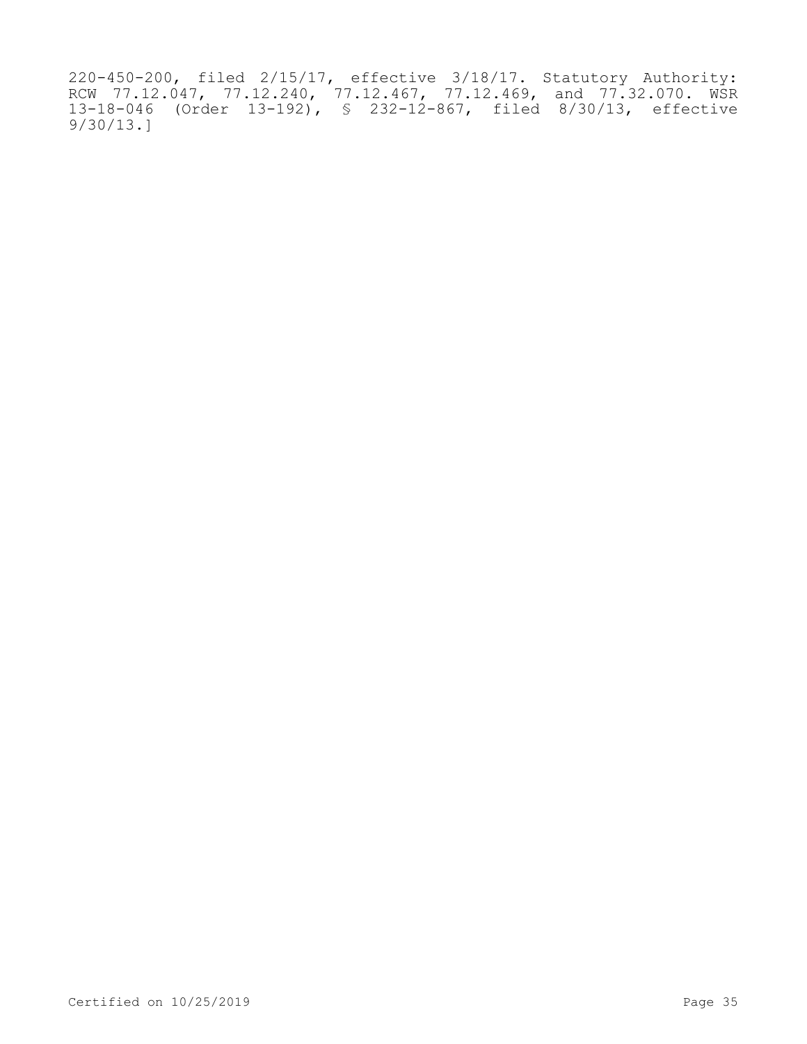220-450-200, filed 2/15/17, effective 3/18/17. Statutory Authority: RCW 77.12.047, 77.12.240, 77.12.467, 77.12.469, and 77.32.070. WSR 13-18-046 (Order 13-192), § 232-12-867, filed 8/30/13, effective 9/30/13.]